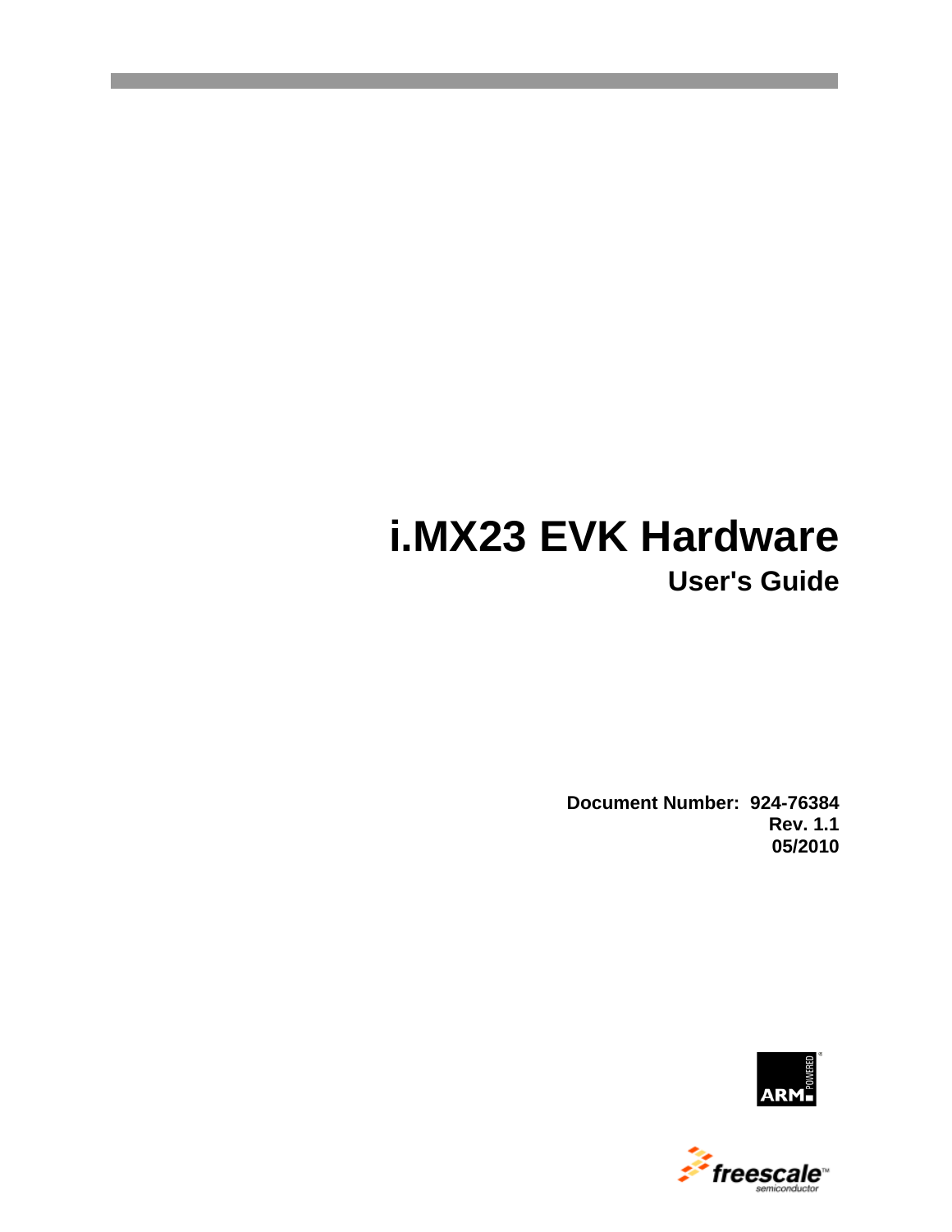# i.MX23 EVK Hardware

## User's Guide

**Document Number: 924-76384**
**Rev. 1.1**
**05/2010**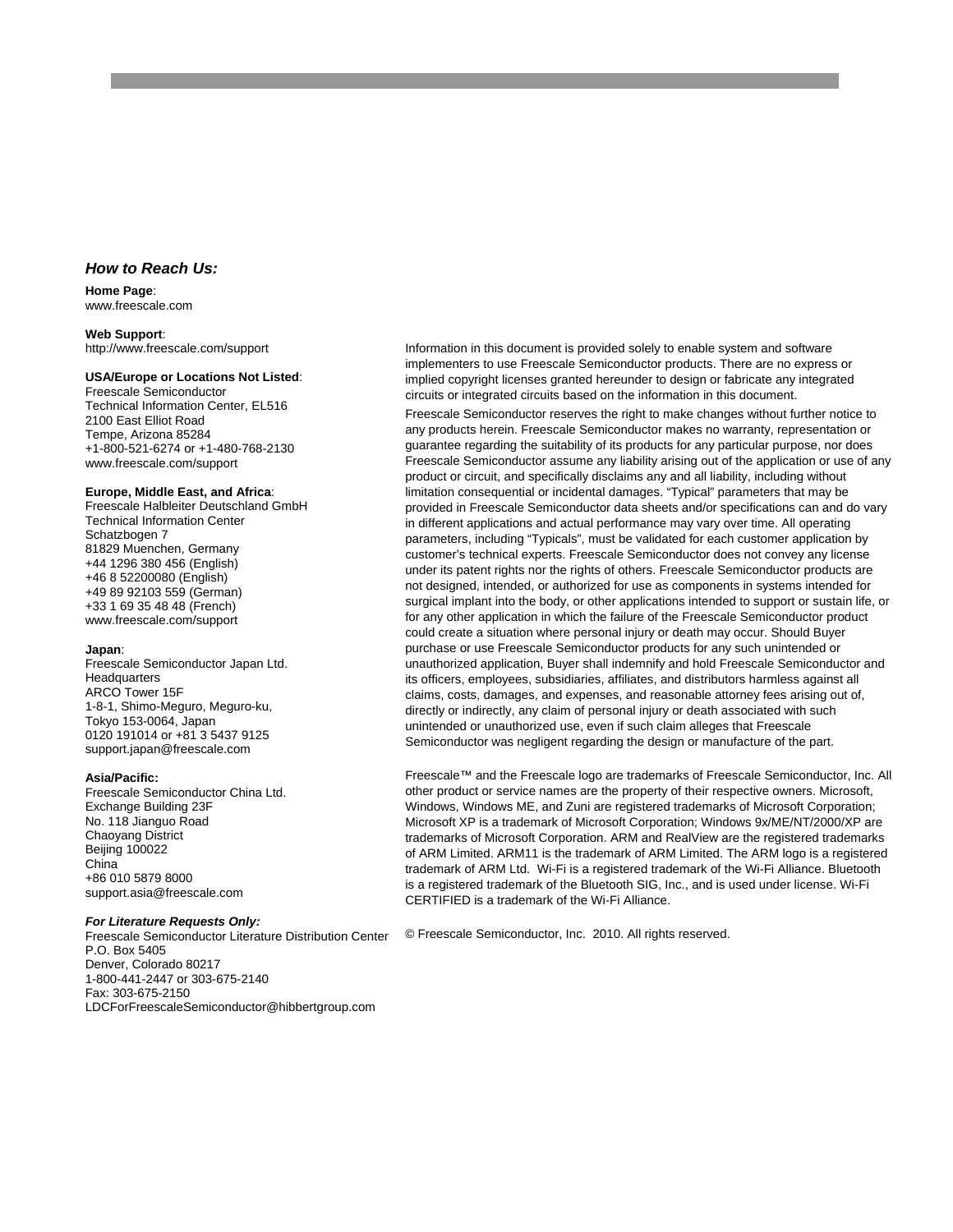***How to Reach Us:***

**Home Page**:
www.freescale.com

**Web Support**:
http://www.freescale.com/support

**USA/Europe or Locations Not Listed**:
Freescale Semiconductor
Technical Information Center, EL516
2100 East Elliot Road
Tempe, Arizona 85284
+1-800-521-6274 or +1-480-768-2130
www.freescale.com/support

**Europe, Middle East, and Africa**:
Freescale Halbleiter Deutschland GmbH
Technical Information Center
Schatzbogen 7
81829 Muenchen, Germany
+44 1296 380 456 (English)
+46 8 52200080 (English)
+49 89 92103 559 (German)
+33 1 69 35 48 48 (French)
www.freescale.com/support

**Japan**:
Freescale Semiconductor Japan Ltd.
Headquarters
ARCO Tower 15F
1-8-1, Shimo-Meguro, Meguro-ku,
Tokyo 153-0064, Japan
0120 191014 or +81 3 5437 9125
support.japan@freescale.com

**Asia/Pacific:**
Freescale Semiconductor China Ltd.
Exchange Building 23F
No. 118 Jianguo Road
Chaoyang District
Beijing 100022
China
+86 010 5879 8000
support.asia@freescale.com

***For Literature Requests Only:***
Freescale Semiconductor Literature Distribution Center
P.O. Box 5405
Denver, Colorado 80217
1-800-441-2447 or 303-675-2140
Fax: 303-675-2150
LDCForFreescaleSemiconductor@hibbertgroup.com

Information in this document is provided solely to enable system and software implementers to use Freescale Semiconductor products. There are no express or implied copyright licenses granted hereunder to design or fabricate any integrated circuits or integrated circuits based on the information in this document.

Freescale Semiconductor reserves the right to make changes without further notice to any products herein. Freescale Semiconductor makes no warranty, representation or guarantee regarding the suitability of its products for any particular purpose, nor does Freescale Semiconductor assume any liability arising out of the application or use of any product or circuit, and specifically disclaims any and all liability, including without limitation consequential or incidental damages. “Typical” parameters that may be provided in Freescale Semiconductor data sheets and/or specifications can and do vary in different applications and actual performance may vary over time. All operating parameters, including “Typicals”, must be validated for each customer application by customer’s technical experts. Freescale Semiconductor does not convey any license under its patent rights nor the rights of others. Freescale Semiconductor products are not designed, intended, or authorized for use as components in systems intended for surgical implant into the body, or other applications intended to support or sustain life, or for any other application in which the failure of the Freescale Semiconductor product could create a situation where personal injury or death may occur. Should Buyer purchase or use Freescale Semiconductor products for any such unintended or unauthorized application, Buyer shall indemnify and hold Freescale Semiconductor and its officers, employees, subsidiaries, affiliates, and distributors harmless against all claims, costs, damages, and expenses, and reasonable attorney fees arising out of, directly or indirectly, any claim of personal injury or death associated with such unintended or unauthorized use, even if such claim alleges that Freescale Semiconductor was negligent regarding the design or manufacture of the part.

Freescale™ and the Freescale logo are trademarks of Freescale Semiconductor, Inc. All other product or service names are the property of their respective owners. Microsoft, Windows, Windows ME, and Zuni are registered trademarks of Microsoft Corporation; Microsoft XP is a trademark of Microsoft Corporation; Windows 9x/ME/NT/2000/XP are trademarks of Microsoft Corporation. ARM and RealView are the registered trademarks of ARM Limited. ARM11 is the trademark of ARM Limited. The ARM logo is a registered trademark of ARM Ltd. Wi-Fi is a registered trademark of the Wi-Fi Alliance. Bluetooth is a registered trademark of the Bluetooth SIG, Inc., and is used under license. Wi-Fi CERTIFIED is a trademark of the Wi-Fi Alliance.

© Freescale Semiconductor, Inc. 2010. All rights reserved.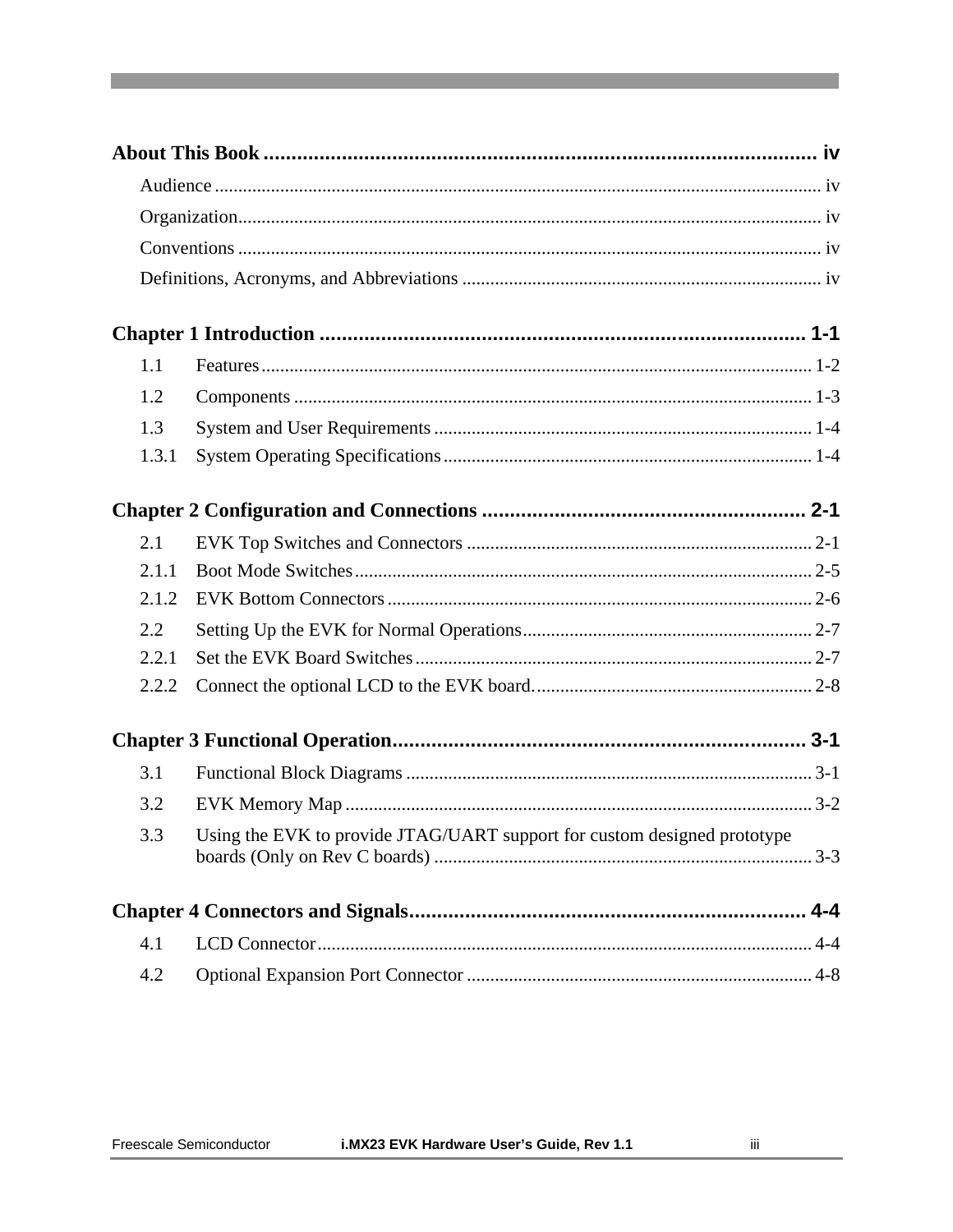**About This Book** .................................................................................................. iv

- Audience ........................................................................................................ iv
- Organization.................................................................................................... iv
- Conventions .................................................................................................... iv
- Definitions, Acronyms, and Abbreviations ..................................................... iv

**Chapter 1 Introduction** ...................................................................................... 1-1

- 1.1 Features ................................................................................................... 1-2
- 1.2 Components ............................................................................................ 1-3
- 1.3 System and User Requirements ............................................................... 1-4
- 1.3.1 System Operating Specifications ............................................................ 1-4

**Chapter 2 Configuration and Connections** .......................................................... 2-1

- 2.1 EVK Top Switches and Connectors ........................................................ 2-1
- 2.1.1 Boot Mode Switches ............................................................................. 2-5
- 2.1.2 EVK Bottom Connectors ....................................................................... 2-6
- 2.2 Setting Up the EVK for Normal Operations ............................................ 2-7
- 2.2.1 Set the EVK Board Switches ................................................................. 2-7
- 2.2.2 Connect the optional LCD to the EVK board. ....................................... 2-8

**Chapter 3 Functional Operation** ......................................................................... 3-1

- 3.1 Functional Block Diagrams ...................................................................... 3-1
- 3.2 EVK Memory Map ................................................................................... 3-2
- 3.3 Using the EVK to provide JTAG/UART support for custom designed prototype boards (Only on Rev C boards) ................................................................................. 3-3

**Chapter 4 Connectors and Signals** ..................................................................... 4-4

- 4.1 LCD Connector ........................................................................................ 4-4
- 4.2 Optional Expansion Port Connector ......................................................... 4-8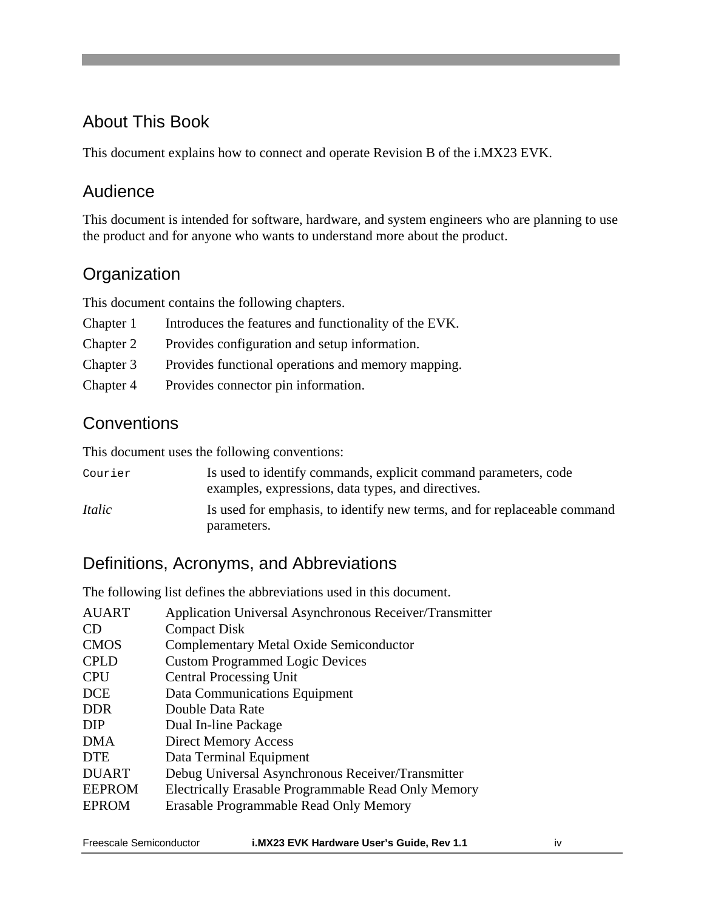## About This Book

This document explains how to connect and operate Revision B of the i.MX23 EVK.

## Audience

This document is intended for software, hardware, and system engineers who are planning to use the product and for anyone who wants to understand more about the product.

## Organization

This document contains the following chapters.

| | |
|---|---|
| Chapter 1 | Introduces the features and functionality of the EVK. |
| Chapter 2 | Provides configuration and setup information. |
| Chapter 3 | Provides functional operations and memory mapping. |
| Chapter 4 | Provides connector pin information. |

## Conventions

This document uses the following conventions:

| | |
|---|---|
| `Courier` | Is used to identify commands, explicit command parameters, code examples, expressions, data types, and directives. |
| *Italic* | Is used for emphasis, to identify new terms, and for replaceable command parameters. |

## Definitions, Acronyms, and Abbreviations

The following list defines the abbreviations used in this document.

| | |
|---|---|
| AUART | Application Universal Asynchronous Receiver/Transmitter |
| CD | Compact Disk |
| CMOS | Complementary Metal Oxide Semiconductor |
| CPLD | Custom Programmed Logic Devices |
| CPU | Central Processing Unit |
| DCE | Data Communications Equipment |
| DDR | Double Data Rate |
| DIP | Dual In-line Package |
| DMA | Direct Memory Access |
| DTE | Data Terminal Equipment |
| DUART | Debug Universal Asynchronous Receiver/Transmitter |
| EEPROM | Electrically Erasable Programmable Read Only Memory |
| EPROM | Erasable Programmable Read Only Memory |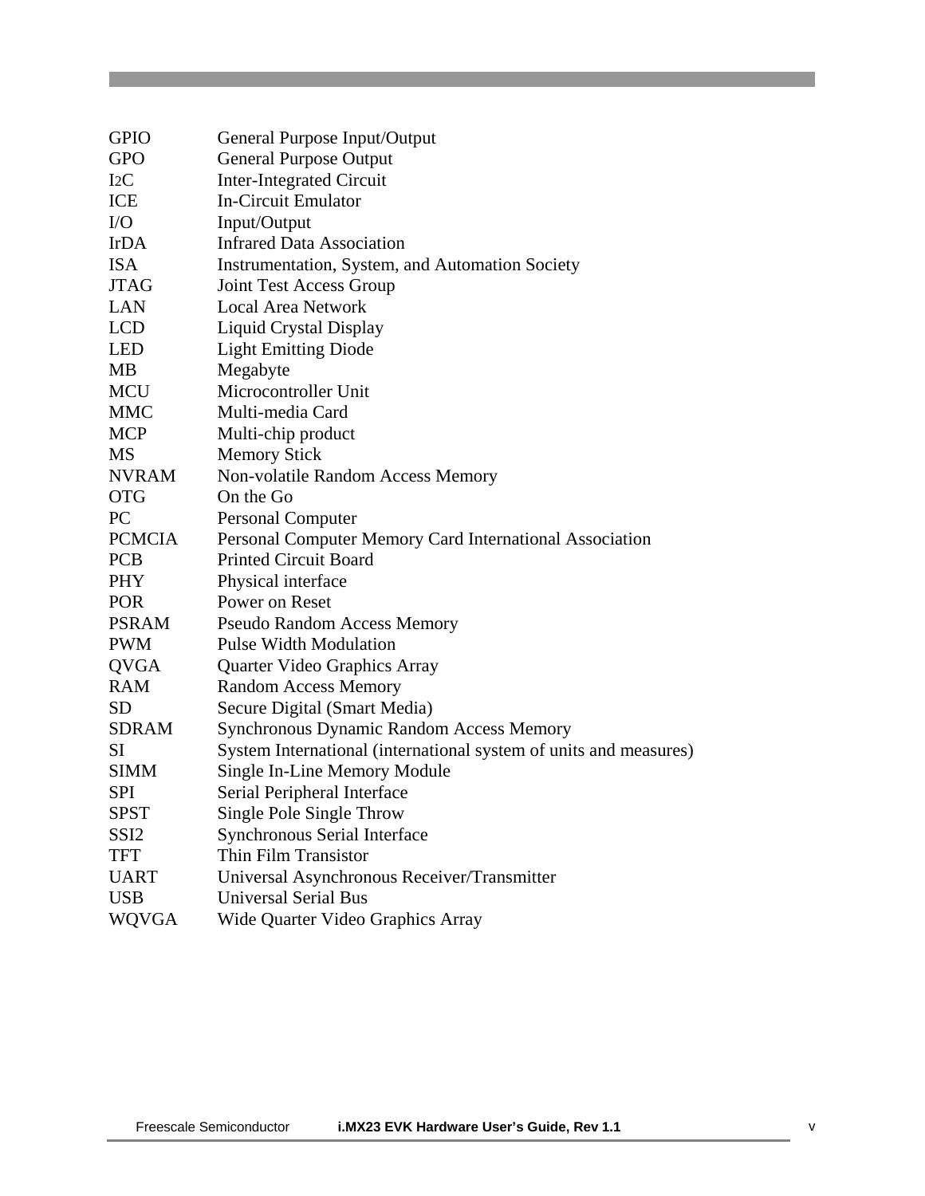| | |
|---|---|
| GPIO | General Purpose Input/Output |
| GPO | General Purpose Output |
| I2C | Inter-Integrated Circuit |
| ICE | In-Circuit Emulator |
| I/O | Input/Output |
| IrDA | Infrared Data Association |
| ISA | Instrumentation, System, and Automation Society |
| JTAG | Joint Test Access Group |
| LAN | Local Area Network |
| LCD | Liquid Crystal Display |
| LED | Light Emitting Diode |
| MB | Megabyte |
| MCU | Microcontroller Unit |
| MMC | Multi-media Card |
| MCP | Multi-chip product |
| MS | Memory Stick |
| NVRAM | Non-volatile Random Access Memory |
| OTG | On the Go |
| PC | Personal Computer |
| PCMCIA | Personal Computer Memory Card International Association |
| PCB | Printed Circuit Board |
| PHY | Physical interface |
| POR | Power on Reset |
| PSRAM | Pseudo Random Access Memory |
| PWM | Pulse Width Modulation |
| QVGA | Quarter Video Graphics Array |
| RAM | Random Access Memory |
| SD | Secure Digital (Smart Media) |
| SDRAM | Synchronous Dynamic Random Access Memory |
| SI | System International (international system of units and measures) |
| SIMM | Single In-Line Memory Module |
| SPI | Serial Peripheral Interface |
| SPST | Single Pole Single Throw |
| SSI2 | Synchronous Serial Interface |
| TFT | Thin Film Transistor |
| UART | Universal Asynchronous Receiver/Transmitter |
| USB | Universal Serial Bus |
| WQVGA | Wide Quarter Video Graphics Array |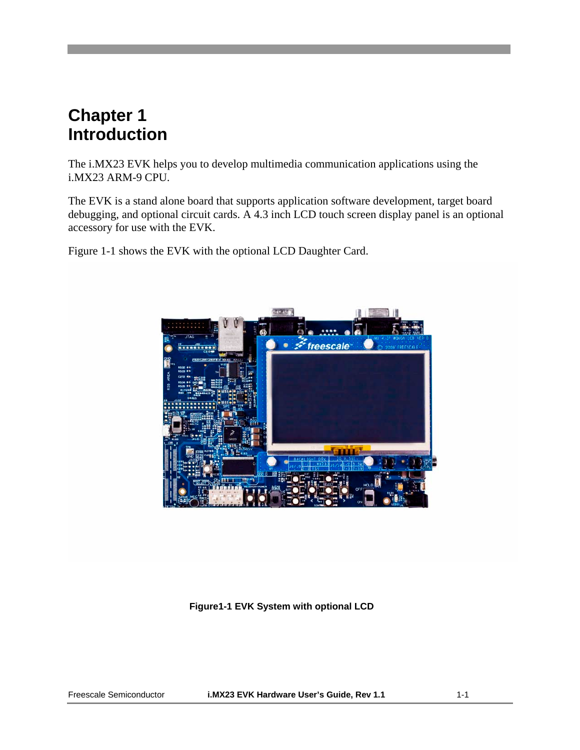# Chapter 1
# Introduction

The i.MX23 EVK helps you to develop multimedia communication applications using the i.MX23 ARM-9 CPU.

The EVK is a stand alone board that supports application software development, target board debugging, and optional circuit cards. A 4.3 inch LCD touch screen display panel is an optional accessory for use with the EVK.

Figure 1-1 shows the EVK with the optional LCD Daughter Card.

**Figure1-1 EVK System with optional LCD**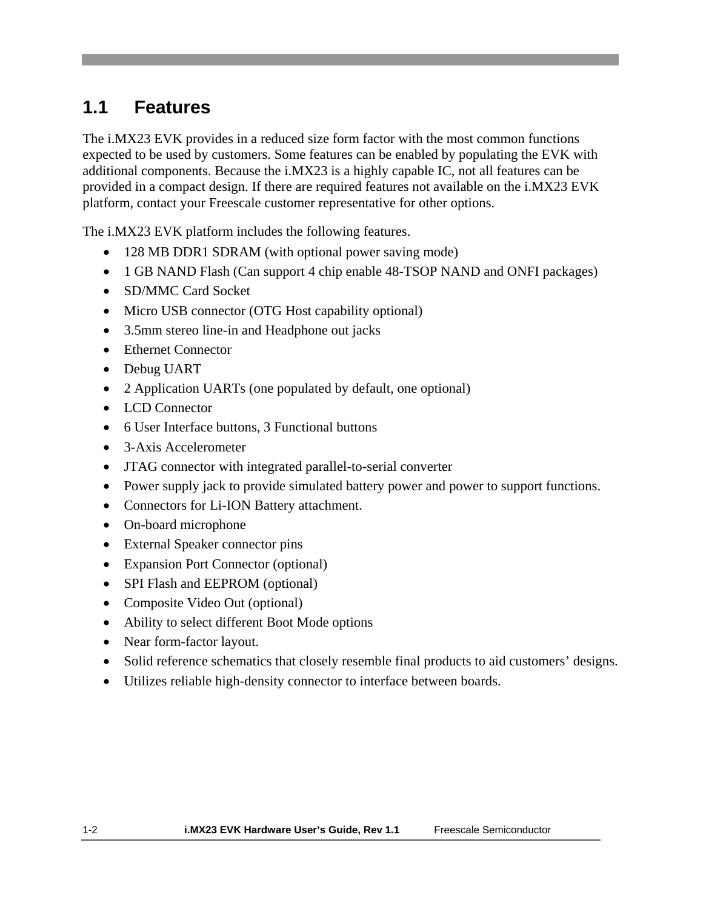## 1.1 Features

The i.MX23 EVK provides in a reduced size form factor with the most common functions expected to be used by customers. Some features can be enabled by populating the EVK with additional components. Because the i.MX23 is a highly capable IC, not all features can be provided in a compact design. If there are required features not available on the i.MX23 EVK platform, contact your Freescale customer representative for other options.

The i.MX23 EVK platform includes the following features.

- 128 MB DDR1 SDRAM (with optional power saving mode)
- 1 GB NAND Flash (Can support 4 chip enable 48-TSOP NAND and ONFI packages)
- SD/MMC Card Socket
- Micro USB connector (OTG Host capability optional)
- 3.5mm stereo line-in and Headphone out jacks
- Ethernet Connector
- Debug UART
- 2 Application UARTs (one populated by default, one optional)
- LCD Connector
- 6 User Interface buttons, 3 Functional buttons
- 3-Axis Accelerometer
- JTAG connector with integrated parallel-to-serial converter
- Power supply jack to provide simulated battery power and power to support functions.
- Connectors for Li-ION Battery attachment.
- On-board microphone
- External Speaker connector pins
- Expansion Port Connector (optional)
- SPI Flash and EEPROM (optional)
- Composite Video Out (optional)
- Ability to select different Boot Mode options
- Near form-factor layout.
- Solid reference schematics that closely resemble final products to aid customers' designs.
- Utilizes reliable high-density connector to interface between boards.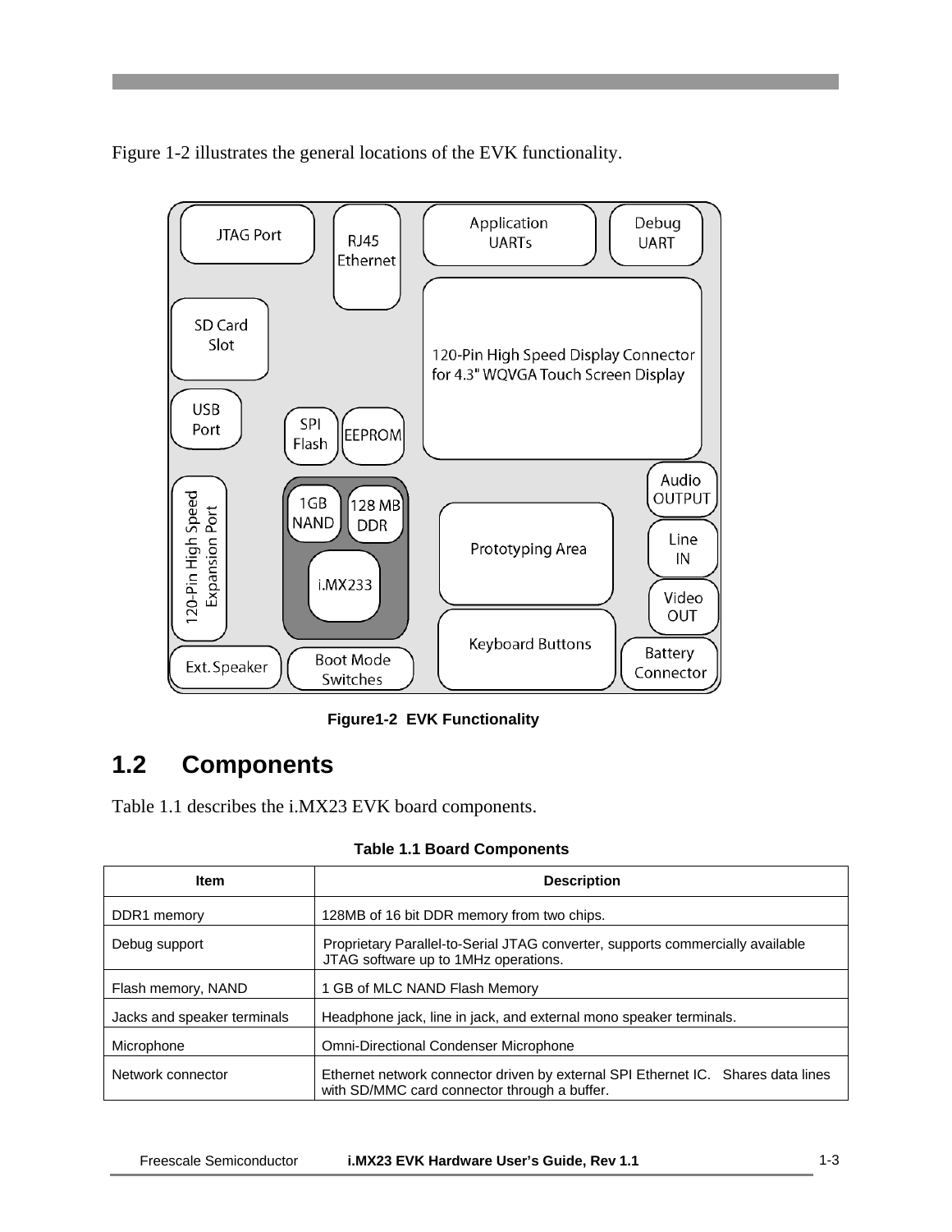Figure 1-2 illustrates the general locations of the EVK functionality.

JTAG Port

RJ45 Ethernet

Application UARTs

Debug UART

SD Card Slot

120-Pin High Speed Display Connector for 4.3" WQVGA Touch Screen Display

USB Port

SPI Flash

EEPROM

120-Pin High Speed Expansion Port

1GB NAND

128 MB DDR

i.MX233

Prototyping Area

Audio OUTPUT

Line IN

Video OUT

Keyboard Buttons

Battery Connector

Ext. Speaker

Boot Mode Switches

**Figure1-2 EVK Functionality**

## 1.2 Components

Table 1.1 describes the i.MX23 EVK board components.

**Table 1.1 Board Components**

| Item | Description |
| --- | --- |
| DDR1 memory | 128MB of 16 bit DDR memory from two chips. |
| Debug support | Proprietary Parallel-to-Serial JTAG converter, supports commercially available JTAG software up to 1MHz operations. |
| Flash memory, NAND | 1 GB of MLC NAND Flash Memory |
| Jacks and speaker terminals | Headphone jack, line in jack, and external mono speaker terminals. |
| Microphone | Omni-Directional Condenser Microphone |
| Network connector | Ethernet network connector driven by external SPI Ethernet IC. Shares data lines with SD/MMC card connector through a buffer. |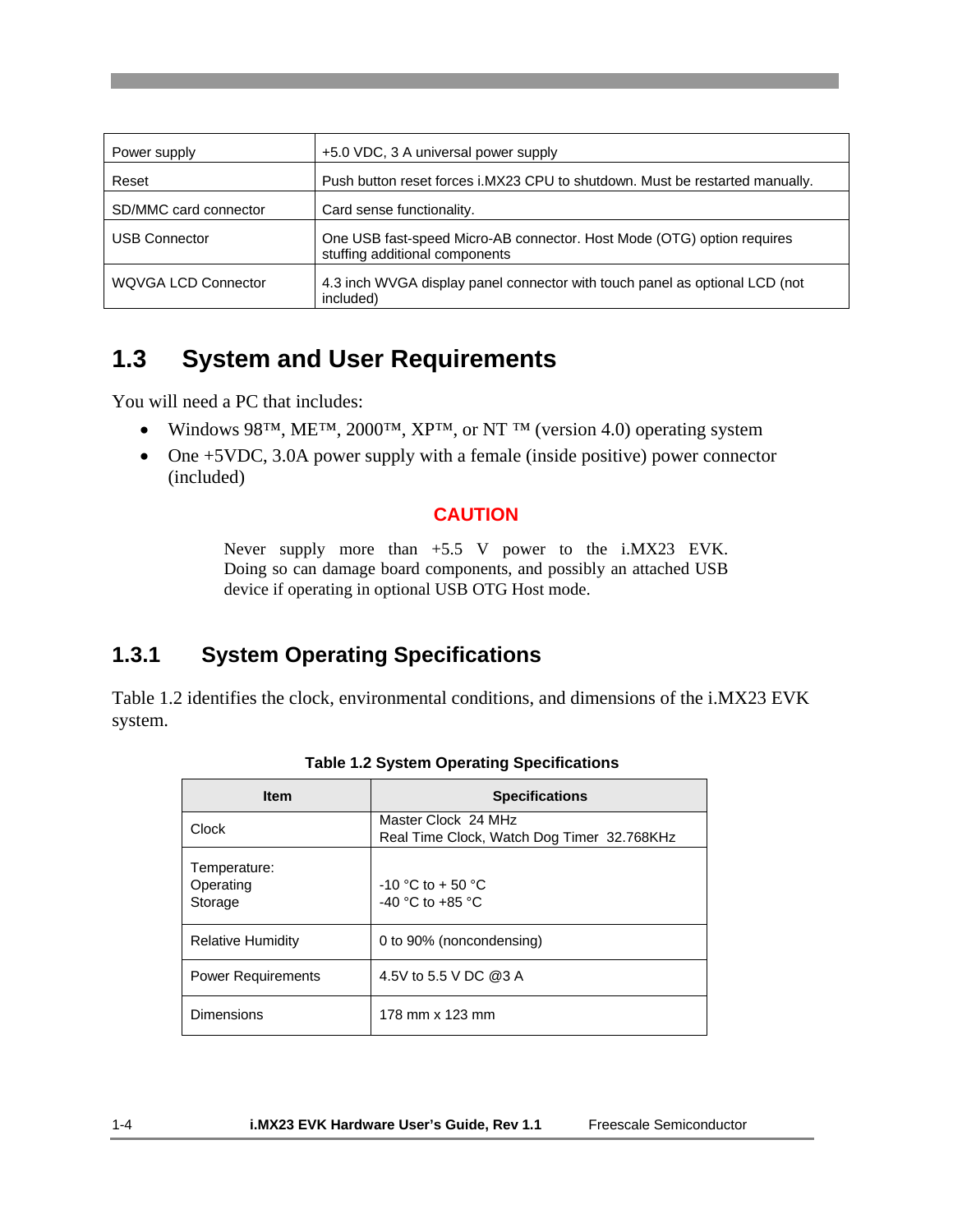| | |
|---|---|
| Power supply | +5.0 VDC, 3 A universal power supply |
| Reset | Push button reset forces i.MX23 CPU to shutdown. Must be restarted manually. |
| SD/MMC card connector | Card sense functionality. |
| USB Connector | One USB fast-speed Micro-AB connector. Host Mode (OTG) option requires stuffing additional components |
| WQVGA LCD Connector | 4.3 inch WVGA display panel connector with touch panel as optional LCD (not included) |

## 1.3 System and User Requirements

You will need a PC that includes:

- Windows 98™, ME™, 2000™, XP™, or NT ™ (version 4.0) operating system
- One +5VDC, 3.0A power supply with a female (inside positive) power connector (included)

**CAUTION**

Never supply more than +5.5 V power to the i.MX23 EVK. Doing so can damage board components, and possibly an attached USB device if operating in optional USB OTG Host mode.

### 1.3.1 System Operating Specifications

Table 1.2 identifies the clock, environmental conditions, and dimensions of the i.MX23 EVK system.

**Table 1.2 System Operating Specifications**

| Item | Specifications |
|---|---|
| Clock | Master Clock 24 MHz<br>Real Time Clock, Watch Dog Timer 32.768KHz |
| Temperature:<br>Operating<br>Storage | <br>-10 °C to + 50 °C<br>-40 °C to +85 °C |
| Relative Humidity | 0 to 90% (noncondensing) |
| Power Requirements | 4.5V to 5.5 V DC @3 A |
| Dimensions | 178 mm x 123 mm |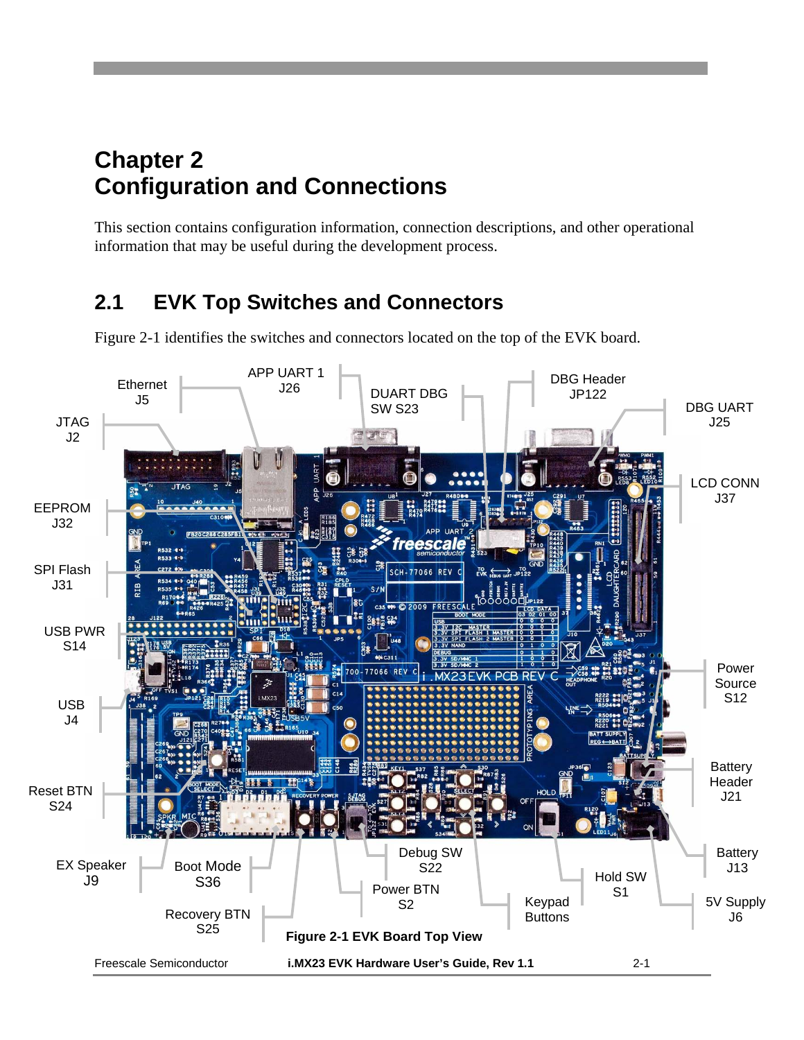# Chapter 2
# Configuration and Connections

This section contains configuration information, connection descriptions, and other operational information that may be useful during the development process.

## 2.1 EVK Top Switches and Connectors

Figure 2-1 identifies the switches and connectors located on the top of the EVK board.

Figure 2-1 EVK Board Top View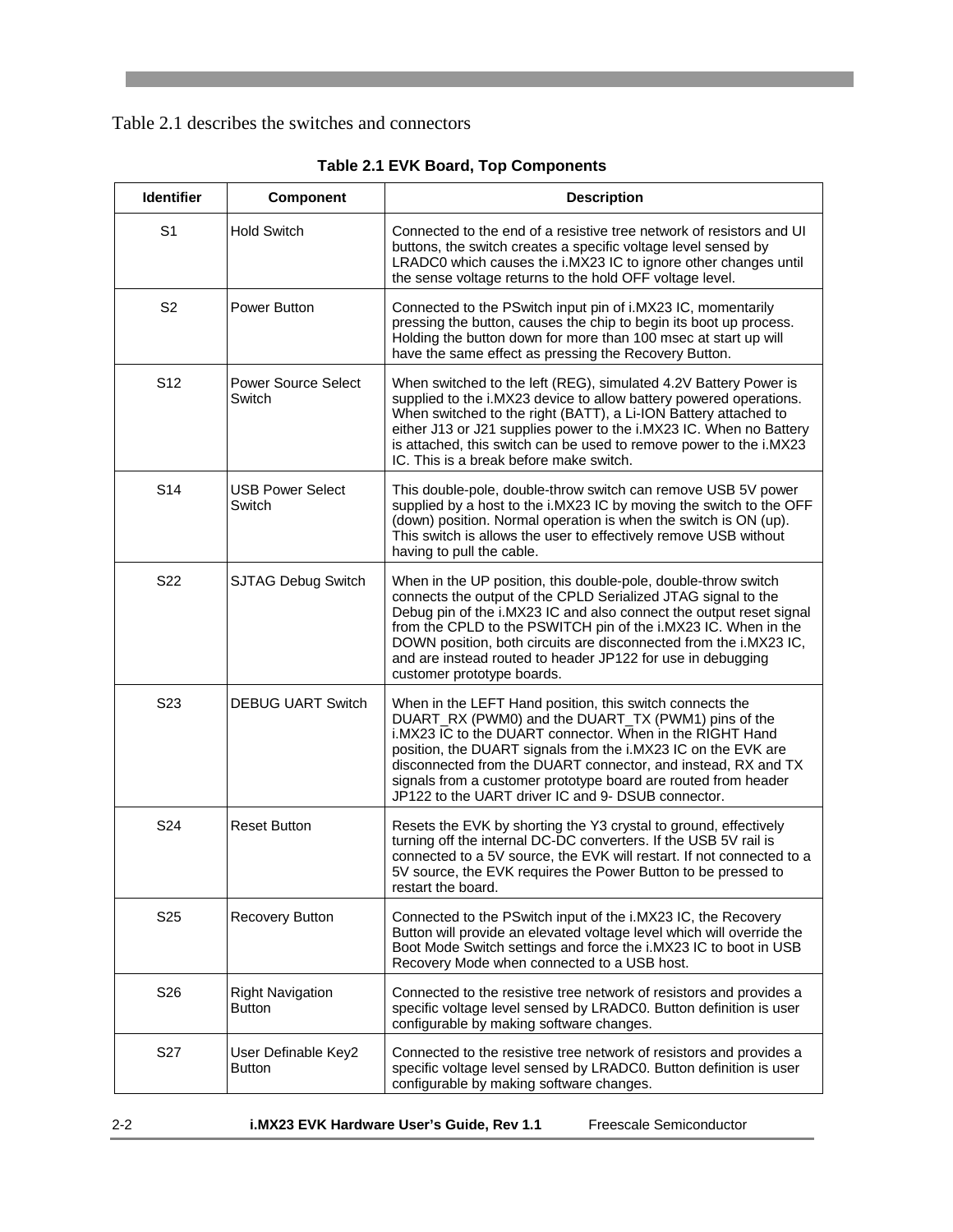Table 2.1 describes the switches and connectors

**Table 2.1 EVK Board, Top Components**

| Identifier | Component | Description |
| --- | --- | --- |
| S1 | Hold Switch | Connected to the end of a resistive tree network of resistors and UI buttons, the switch creates a specific voltage level sensed by LRADC0 which causes the i.MX23 IC to ignore other changes until the sense voltage returns to the hold OFF voltage level. |
| S2 | Power Button | Connected to the PSwitch input pin of i.MX23 IC, momentarily pressing the button, causes the chip to begin its boot up process. Holding the button down for more than 100 msec at start up will have the same effect as pressing the Recovery Button. |
| S12 | Power Source Select Switch | When switched to the left (REG), simulated 4.2V Battery Power is supplied to the i.MX23 device to allow battery powered operations. When switched to the right (BATT), a Li-ION Battery attached to either J13 or J21 supplies power to the i.MX23 IC. When no Battery is attached, this switch can be used to remove power to the i.MX23 IC. This is a break before make switch. |
| S14 | USB Power Select Switch | This double-pole, double-throw switch can remove USB 5V power supplied by a host to the i.MX23 IC by moving the switch to the OFF (down) position. Normal operation is when the switch is ON (up). This switch is allows the user to effectively remove USB without having to pull the cable. |
| S22 | SJTAG Debug Switch | When in the UP position, this double-pole, double-throw switch connects the output of the CPLD Serialized JTAG signal to the Debug pin of the i.MX23 IC and also connect the output reset signal from the CPLD to the PSWITCH pin of the i.MX23 IC. When in the DOWN position, both circuits are disconnected from the i.MX23 IC, and are instead routed to header JP122 for use in debugging customer prototype boards. |
| S23 | DEBUG UART Switch | When in the LEFT Hand position, this switch connects the DUART_RX (PWM0) and the DUART_TX (PWM1) pins of the i.MX23 IC to the DUART connector. When in the RIGHT Hand position, the DUART signals from the i.MX23 IC on the EVK are disconnected from the DUART connector, and instead, RX and TX signals from a customer prototype board are routed from header JP122 to the UART driver IC and 9- DSUB connector. |
| S24 | Reset Button | Resets the EVK by shorting the Y3 crystal to ground, effectively turning off the internal DC-DC converters. If the USB 5V rail is connected to a 5V source, the EVK will restart. If not connected to a 5V source, the EVK requires the Power Button to be pressed to restart the board. |
| S25 | Recovery Button | Connected to the PSwitch input of the i.MX23 IC, the Recovery Button will provide an elevated voltage level which will override the Boot Mode Switch settings and force the i.MX23 IC to boot in USB Recovery Mode when connected to a USB host. |
| S26 | Right Navigation Button | Connected to the resistive tree network of resistors and provides a specific voltage level sensed by LRADC0. Button definition is user configurable by making software changes. |
| S27 | User Definable Key2 Button | Connected to the resistive tree network of resistors and provides a specific voltage level sensed by LRADC0. Button definition is user configurable by making software changes. |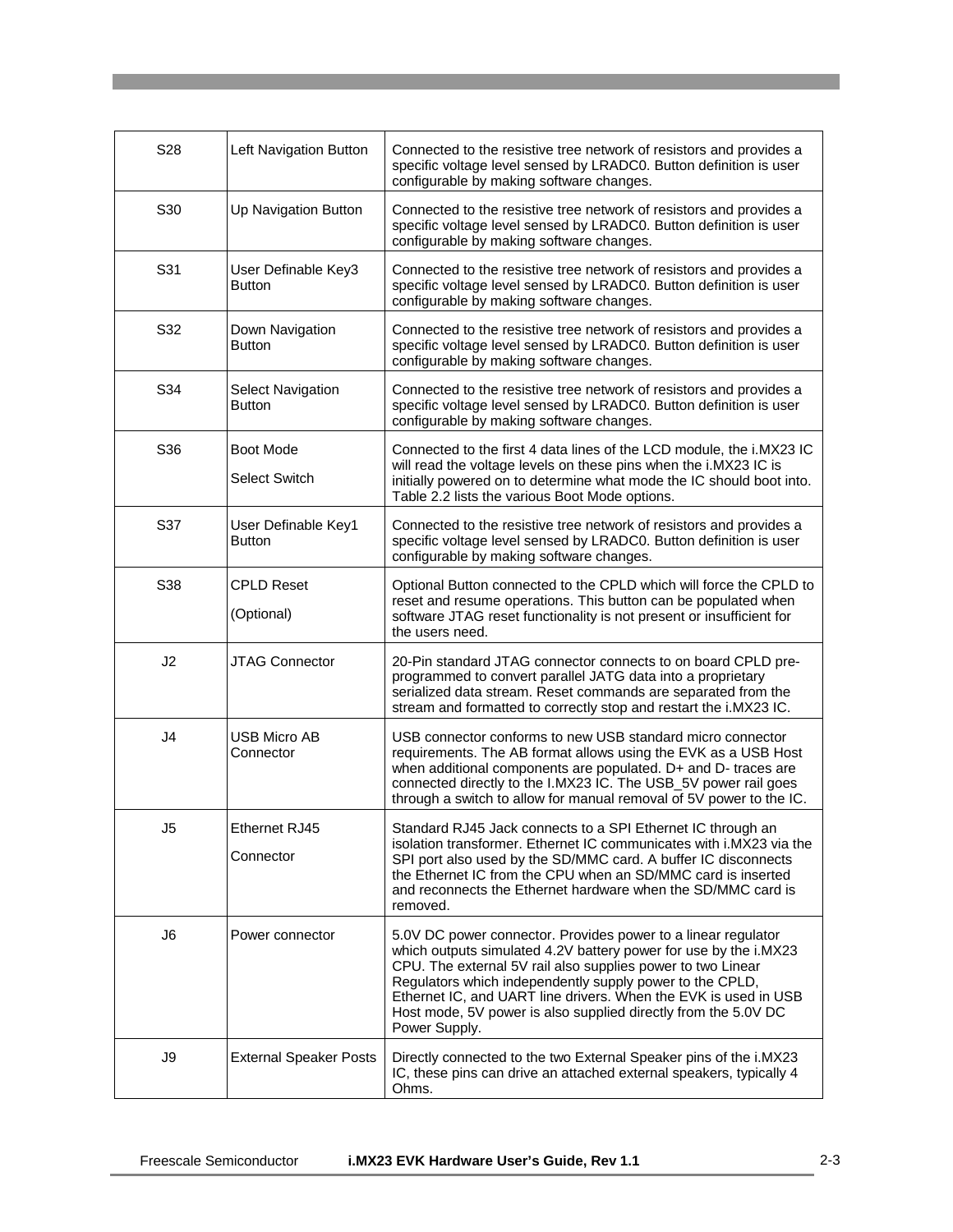| | | |
|---|---|---|
| S28 | Left Navigation Button | Connected to the resistive tree network of resistors and provides a specific voltage level sensed by LRADC0. Button definition is user configurable by making software changes. |
| S30 | Up Navigation Button | Connected to the resistive tree network of resistors and provides a specific voltage level sensed by LRADC0. Button definition is user configurable by making software changes. |
| S31 | User Definable Key3 Button | Connected to the resistive tree network of resistors and provides a specific voltage level sensed by LRADC0. Button definition is user configurable by making software changes. |
| S32 | Down Navigation Button | Connected to the resistive tree network of resistors and provides a specific voltage level sensed by LRADC0. Button definition is user configurable by making software changes. |
| S34 | Select Navigation Button | Connected to the resistive tree network of resistors and provides a specific voltage level sensed by LRADC0. Button definition is user configurable by making software changes. |
| S36 | Boot Mode Select Switch | Connected to the first 4 data lines of the LCD module, the i.MX23 IC will read the voltage levels on these pins when the i.MX23 IC is initially powered on to determine what mode the IC should boot into. Table 2.2 lists the various Boot Mode options. |
| S37 | User Definable Key1 Button | Connected to the resistive tree network of resistors and provides a specific voltage level sensed by LRADC0. Button definition is user configurable by making software changes. |
| S38 | CPLD Reset (Optional) | Optional Button connected to the CPLD which will force the CPLD to reset and resume operations. This button can be populated when software JTAG reset functionality is not present or insufficient for the users need. |
| J2 | JTAG Connector | 20-Pin standard JTAG connector connects to on board CPLD pre-programmed to convert parallel JATG data into a proprietary serialized data stream. Reset commands are separated from the stream and formatted to correctly stop and restart the i.MX23 IC. |
| J4 | USB Micro AB Connector | USB connector conforms to new USB standard micro connector requirements. The AB format allows using the EVK as a USB Host when additional components are populated. D+ and D- traces are connected directly to the I.MX23 IC. The USB_5V power rail goes through a switch to allow for manual removal of 5V power to the IC. |
| J5 | Ethernet RJ45 Connector | Standard RJ45 Jack connects to a SPI Ethernet IC through an isolation transformer. Ethernet IC communicates with i.MX23 via the SPI port also used by the SD/MMC card. A buffer IC disconnects the Ethernet IC from the CPU when an SD/MMC card is inserted and reconnects the Ethernet hardware when the SD/MMC card is removed. |
| J6 | Power connector | 5.0V DC power connector. Provides power to a linear regulator which outputs simulated 4.2V battery power for use by the i.MX23 CPU. The external 5V rail also supplies power to two Linear Regulators which independently supply power to the CPLD, Ethernet IC, and UART line drivers. When the EVK is used in USB Host mode, 5V power is also supplied directly from the 5.0V DC Power Supply. |
| J9 | External Speaker Posts | Directly connected to the two External Speaker pins of the i.MX23 IC, these pins can drive an attached external speakers, typically 4 Ohms. |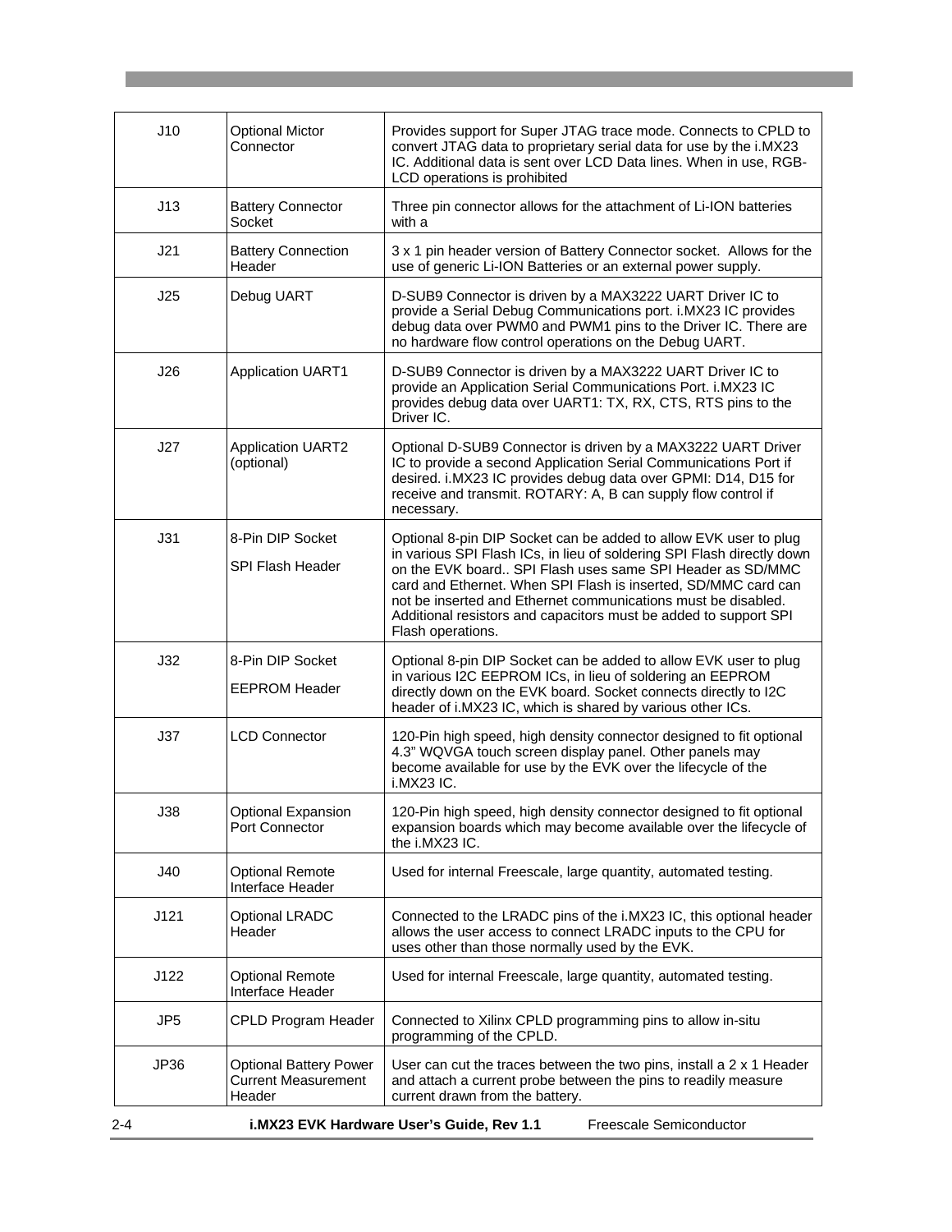| | | |
|---|---|---|
| J10 | Optional Mictor Connector | Provides support for Super JTAG trace mode. Connects to CPLD to convert JTAG data to proprietary serial data for use by the i.MX23 IC. Additional data is sent over LCD Data lines. When in use, RGB-LCD operations is prohibited |
| J13 | Battery Connector Socket | Three pin connector allows for the attachment of Li-ION batteries with a |
| J21 | Battery Connection Header | 3 x 1 pin header version of Battery Connector socket. Allows for the use of generic Li-ION Batteries or an external power supply. |
| J25 | Debug UART | D-SUB9 Connector is driven by a MAX3222 UART Driver IC to provide a Serial Debug Communications port. i.MX23 IC provides debug data over PWM0 and PWM1 pins to the Driver IC. There are no hardware flow control operations on the Debug UART. |
| J26 | Application UART1 | D-SUB9 Connector is driven by a MAX3222 UART Driver IC to provide an Application Serial Communications Port. i.MX23 IC provides debug data over UART1: TX, RX, CTS, RTS pins to the Driver IC. |
| J27 | Application UART2 (optional) | Optional D-SUB9 Connector is driven by a MAX3222 UART Driver IC to provide a second Application Serial Communications Port if desired. i.MX23 IC provides debug data over GPMI: D14, D15 for receive and transmit. ROTARY: A, B can supply flow control if necessary. |
| J31 | 8-Pin DIP Socket<br><br>SPI Flash Header | Optional 8-pin DIP Socket can be added to allow EVK user to plug in various SPI Flash ICs, in lieu of soldering SPI Flash directly down on the EVK board.. SPI Flash uses same SPI Header as SD/MMC card and Ethernet. When SPI Flash is inserted, SD/MMC card can not be inserted and Ethernet communications must be disabled. Additional resistors and capacitors must be added to support SPI Flash operations. |
| J32 | 8-Pin DIP Socket<br><br>EEPROM Header | Optional 8-pin DIP Socket can be added to allow EVK user to plug in various I2C EEPROM ICs, in lieu of soldering an EEPROM directly down on the EVK board. Socket connects directly to I2C header of i.MX23 IC, which is shared by various other ICs. |
| J37 | LCD Connector | 120-Pin high speed, high density connector designed to fit optional 4.3" WQVGA touch screen display panel. Other panels may become available for use by the EVK over the lifecycle of the i.MX23 IC. |
| J38 | Optional Expansion Port Connector | 120-Pin high speed, high density connector designed to fit optional expansion boards which may become available over the lifecycle of the i.MX23 IC. |
| J40 | Optional Remote Interface Header | Used for internal Freescale, large quantity, automated testing. |
| J121 | Optional LRADC Header | Connected to the LRADC pins of the i.MX23 IC, this optional header allows the user access to connect LRADC inputs to the CPU for uses other than those normally used by the EVK. |
| J122 | Optional Remote Interface Header | Used for internal Freescale, large quantity, automated testing. |
| JP5 | CPLD Program Header | Connected to Xilinx CPLD programming pins to allow in-situ programming of the CPLD. |
| JP36 | Optional Battery Power Current Measurement Header | User can cut the traces between the two pins, install a 2 x 1 Header and attach a current probe between the pins to readily measure current drawn from the battery. |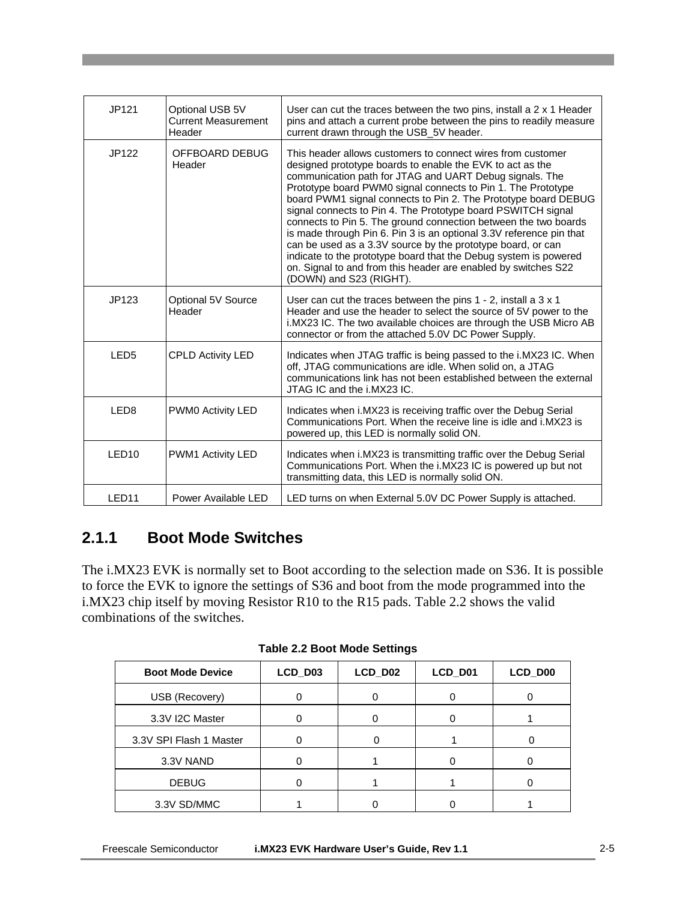| JP121 | Optional USB 5V Current Measurement Header | User can cut the traces between the two pins, install a 2 x 1 Header pins and attach a current probe between the pins to readily measure current drawn through the USB_5V header. |
|---|---|---|
| JP122 | OFFBOARD DEBUG Header | This header allows customers to connect wires from customer designed prototype boards to enable the EVK to act as the communication path for JTAG and UART Debug signals. The Prototype board PWM0 signal connects to Pin 1. The Prototype board PWM1 signal connects to Pin 2. The Prototype board DEBUG signal connects to Pin 4. The Prototype board PSWITCH signal connects to Pin 5. The ground connection between the two boards is made through Pin 6. Pin 3 is an optional 3.3V reference pin that can be used as a 3.3V source by the prototype board, or can indicate to the prototype board that the Debug system is powered on. Signal to and from this header are enabled by switches S22 (DOWN) and S23 (RIGHT). |
| JP123 | Optional 5V Source Header | User can cut the traces between the pins 1 - 2, install a 3 x 1 Header and use the header to select the source of 5V power to the i.MX23 IC. The two available choices are through the USB Micro AB connector or from the attached 5.0V DC Power Supply. |
| LED5 | CPLD Activity LED | Indicates when JTAG traffic is being passed to the i.MX23 IC. When off, JTAG communications are idle. When solid on, a JTAG communications link has not been established between the external JTAG IC and the i.MX23 IC. |
| LED8 | PWM0 Activity LED | Indicates when i.MX23 is receiving traffic over the Debug Serial Communications Port. When the receive line is idle and i.MX23 is powered up, this LED is normally solid ON. |
| LED10 | PWM1 Activity LED | Indicates when i.MX23 is transmitting traffic over the Debug Serial Communications Port. When the i.MX23 IC is powered up but not transmitting data, this LED is normally solid ON. |
| LED11 | Power Available LED | LED turns on when External 5.0V DC Power Supply is attached. |

### 2.1.1 Boot Mode Switches

The i.MX23 EVK is normally set to Boot according to the selection made on S36. It is possible to force the EVK to ignore the settings of S36 and boot from the mode programmed into the i.MX23 chip itself by moving Resistor R10 to the R15 pads. Table 2.2 shows the valid combinations of the switches.

**Table 2.2 Boot Mode Settings**

| Boot Mode Device | LCD_D03 | LCD_D02 | LCD_D01 | LCD_D00 |
|---|---|---|---|---|
| USB (Recovery) | 0 | 0 | 0 | 0 |
| 3.3V I2C Master | 0 | 0 | 0 | 1 |
| 3.3V SPI Flash 1 Master | 0 | 0 | 1 | 0 |
| 3.3V NAND | 0 | 1 | 0 | 0 |
| DEBUG | 0 | 1 | 1 | 0 |
| 3.3V SD/MMC | 1 | 0 | 0 | 1 |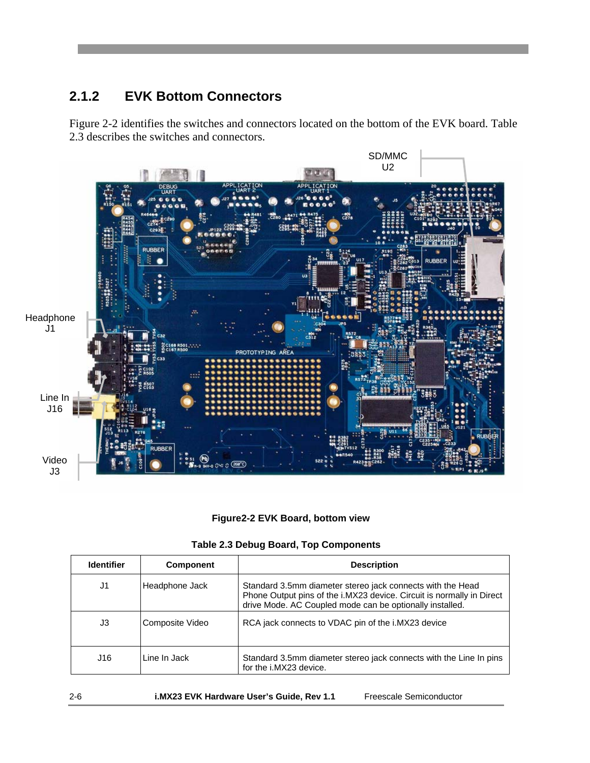### 2.1.2 EVK Bottom Connectors

Figure 2-2 identifies the switches and connectors located on the bottom of the EVK board. Table 2.3 describes the switches and connectors.

**Figure2-2 EVK Board, bottom view**

**Table 2.3 Debug Board, Top Components**

| Identifier | Component | Description |
|---|---|---|
| J1 | Headphone Jack | Standard 3.5mm diameter stereo jack connects with the Head Phone Output pins of the i.MX23 device. Circuit is normally in Direct drive Mode. AC Coupled mode can be optionally installed. |
| J3 | Composite Video | RCA jack connects to VDAC pin of the i.MX23 device |
| J16 | Line In Jack | Standard 3.5mm diameter stereo jack connects with the Line In pins for the i.MX23 device. |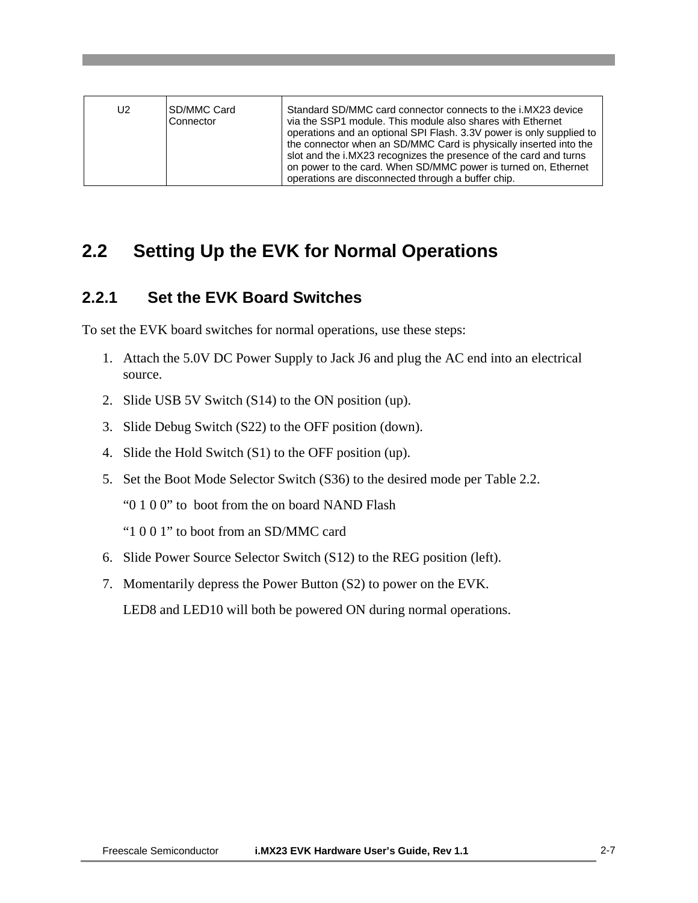| U2 | SD/MMC Card Connector | Standard SD/MMC card connector connects to the i.MX23 device via the SSP1 module. This module also shares with Ethernet operations and an optional SPI Flash. 3.3V power is only supplied to the connector when an SD/MMC Card is physically inserted into the slot and the i.MX23 recognizes the presence of the card and turns on power to the card. When SD/MMC power is turned on, Ethernet operations are disconnected through a buffer chip. |
|---|---|---|

## 2.2 Setting Up the EVK for Normal Operations

### 2.2.1 Set the EVK Board Switches

To set the EVK board switches for normal operations, use these steps:

1. Attach the 5.0V DC Power Supply to Jack J6 and plug the AC end into an electrical source.
2. Slide USB 5V Switch (S14) to the ON position (up).
3. Slide Debug Switch (S22) to the OFF position (down).
4. Slide the Hold Switch (S1) to the OFF position (up).
5. Set the Boot Mode Selector Switch (S36) to the desired mode per Table 2.2.

   "0 1 0 0" to boot from the on board NAND Flash

   "1 0 0 1" to boot from an SD/MMC card
6. Slide Power Source Selector Switch (S12) to the REG position (left).
7. Momentarily depress the Power Button (S2) to power on the EVK.

   LED8 and LED10 will both be powered ON during normal operations.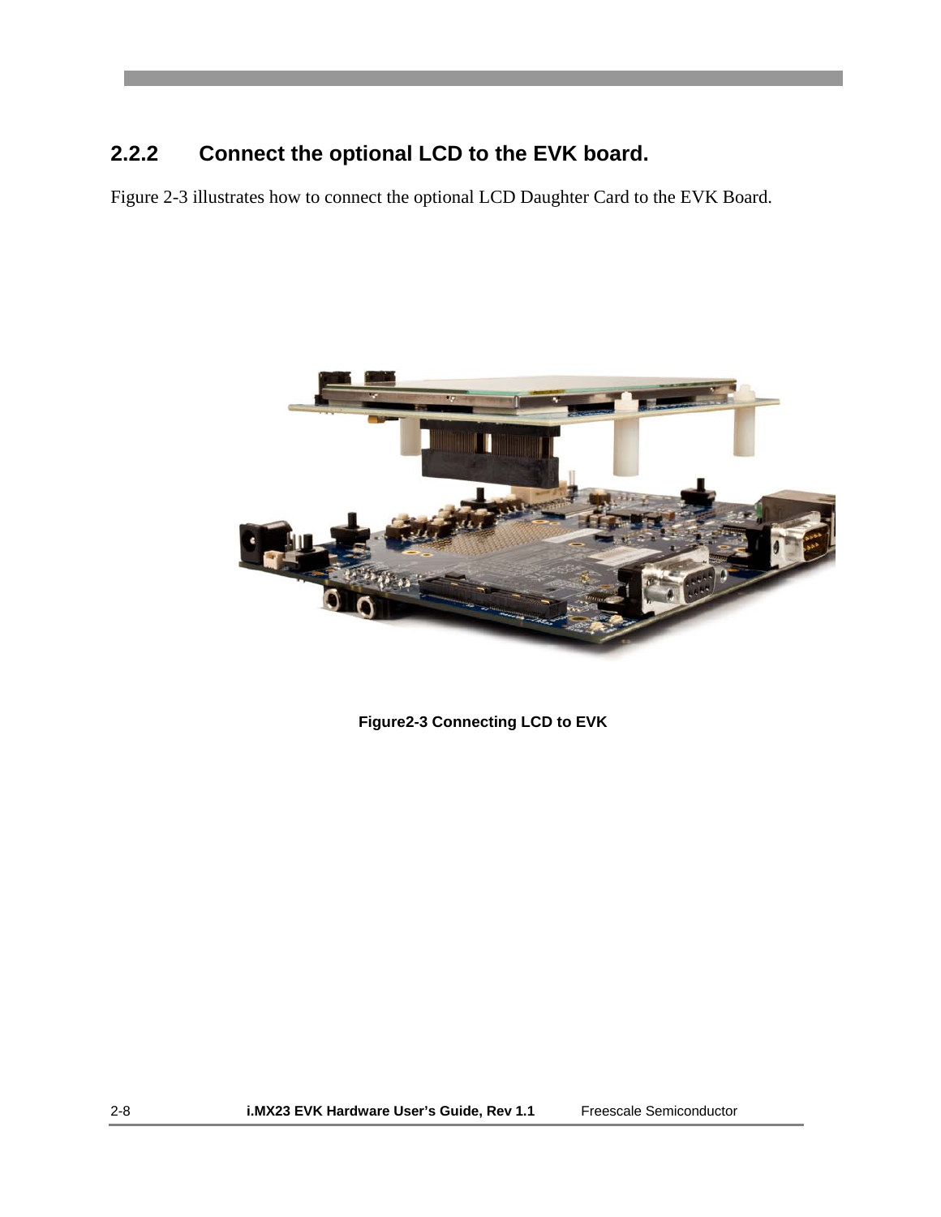### 2.2.2 Connect the optional LCD to the EVK board.

Figure 2-3 illustrates how to connect the optional LCD Daughter Card to the EVK Board.

**Figure2-3 Connecting LCD to EVK**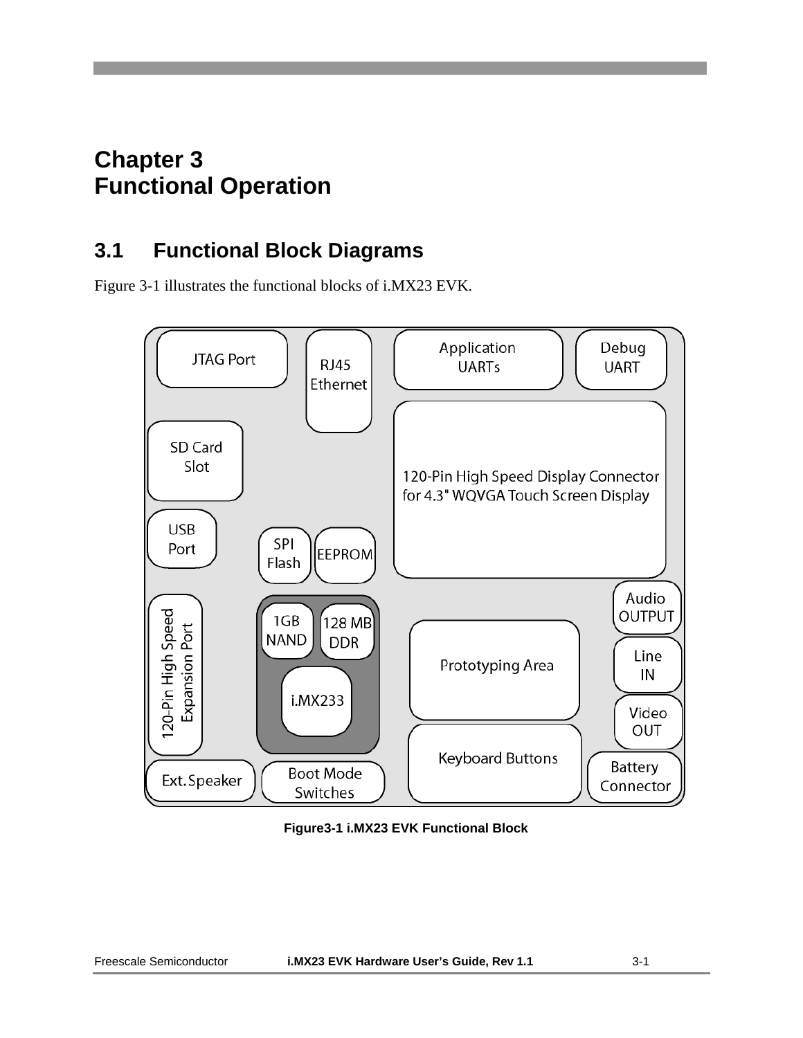# Chapter 3
# Functional Operation

## 3.1 Functional Block Diagrams

Figure 3-1 illustrates the functional blocks of i.MX23 EVK.

**Figure3-1 i.MX23 EVK Functional Block**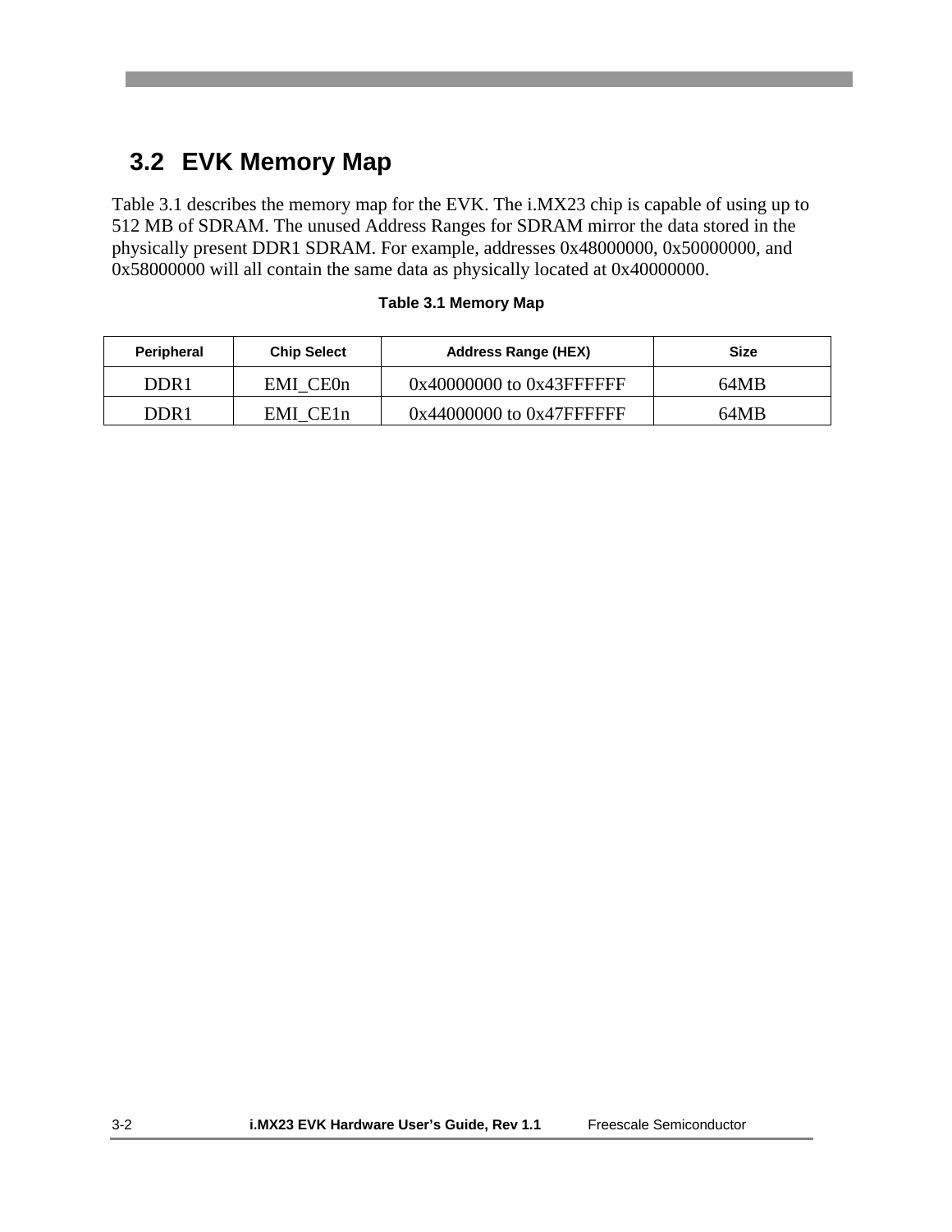## 3.2 EVK Memory Map

Table 3.1 describes the memory map for the EVK. The i.MX23 chip is capable of using up to 512 MB of SDRAM. The unused Address Ranges for SDRAM mirror the data stored in the physically present DDR1 SDRAM. For example, addresses 0x48000000, 0x50000000, and 0x58000000 will all contain the same data as physically located at 0x40000000.

**Table 3.1 Memory Map**

| Peripheral | Chip Select | Address Range (HEX) | Size |
|---|---|---|---|
| DDR1 | EMI_CE0n | 0x40000000 to 0x43FFFFFF | 64MB |
| DDR1 | EMI_CE1n | 0x44000000 to 0x47FFFFFF | 64MB |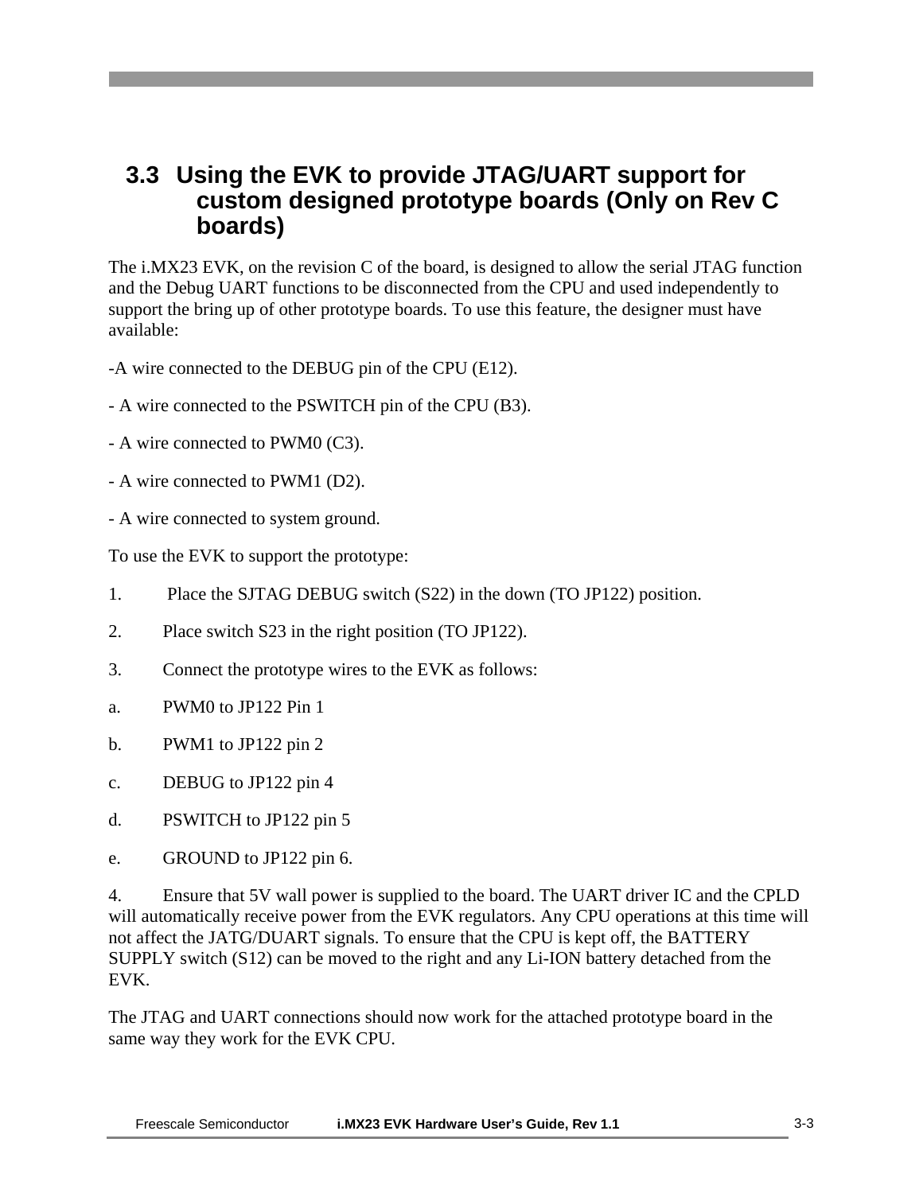## 3.3 Using the EVK to provide JTAG/UART support for custom designed prototype boards (Only on Rev C boards)

The i.MX23 EVK, on the revision C of the board, is designed to allow the serial JTAG function and the Debug UART functions to be disconnected from the CPU and used independently to support the bring up of other prototype boards. To use this feature, the designer must have available:

-A wire connected to the DEBUG pin of the CPU (E12).

- A wire connected to the PSWITCH pin of the CPU (B3).

- A wire connected to PWM0 (C3).

- A wire connected to PWM1 (D2).

- A wire connected to system ground.

To use the EVK to support the prototype:

1. Place the SJTAG DEBUG switch (S22) in the down (TO JP122) position.
2. Place switch S23 in the right position (TO JP122).
3. Connect the prototype wires to the EVK as follows:

a. PWM0 to JP122 Pin 1

b. PWM1 to JP122 pin 2

c. DEBUG to JP122 pin 4

d. PSWITCH to JP122 pin 5

e. GROUND to JP122 pin 6.

4. Ensure that 5V wall power is supplied to the board. The UART driver IC and the CPLD will automatically receive power from the EVK regulators. Any CPU operations at this time will not affect the JATG/DUART signals. To ensure that the CPU is kept off, the BATTERY SUPPLY switch (S12) can be moved to the right and any Li-ION battery detached from the EVK.

The JTAG and UART connections should now work for the attached prototype board in the same way they work for the EVK CPU.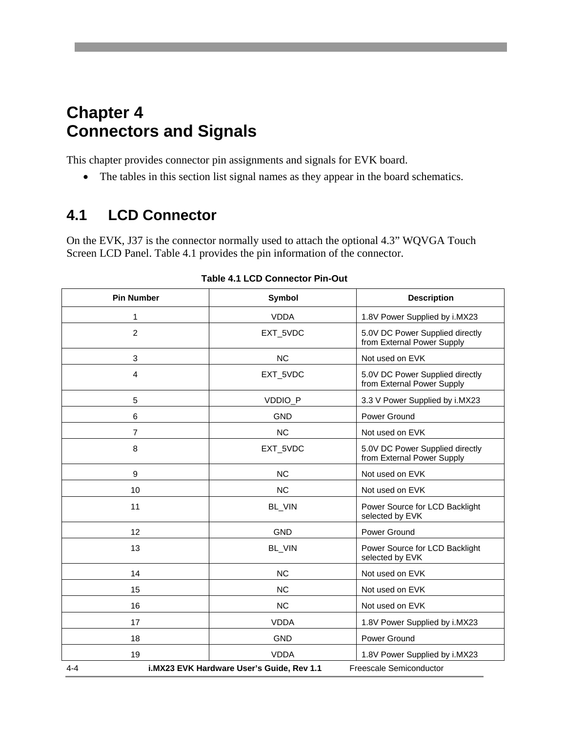# Chapter 4
# Connectors and Signals

This chapter provides connector pin assignments and signals for EVK board.

- The tables in this section list signal names as they appear in the board schematics.

## 4.1 LCD Connector

On the EVK, J37 is the connector normally used to attach the optional 4.3" WQVGA Touch Screen LCD Panel. Table 4.1 provides the pin information of the connector.

**Table 4.1 LCD Connector Pin-Out**

| Pin Number | Symbol | Description |
|---|---|---|
| 1 | VDDA | 1.8V Power Supplied by i.MX23 |
| 2 | EXT_5VDC | 5.0V DC Power Supplied directly from External Power Supply |
| 3 | NC | Not used on EVK |
| 4 | EXT_5VDC | 5.0V DC Power Supplied directly from External Power Supply |
| 5 | VDDIO_P | 3.3 V Power Supplied by i.MX23 |
| 6 | GND | Power Ground |
| 7 | NC | Not used on EVK |
| 8 | EXT_5VDC | 5.0V DC Power Supplied directly from External Power Supply |
| 9 | NC | Not used on EVK |
| 10 | NC | Not used on EVK |
| 11 | BL_VIN | Power Source for LCD Backlight selected by EVK |
| 12 | GND | Power Ground |
| 13 | BL_VIN | Power Source for LCD Backlight selected by EVK |
| 14 | NC | Not used on EVK |
| 15 | NC | Not used on EVK |
| 16 | NC | Not used on EVK |
| 17 | VDDA | 1.8V Power Supplied by i.MX23 |
| 18 | GND | Power Ground |
| 19 | VDDA | 1.8V Power Supplied by i.MX23 |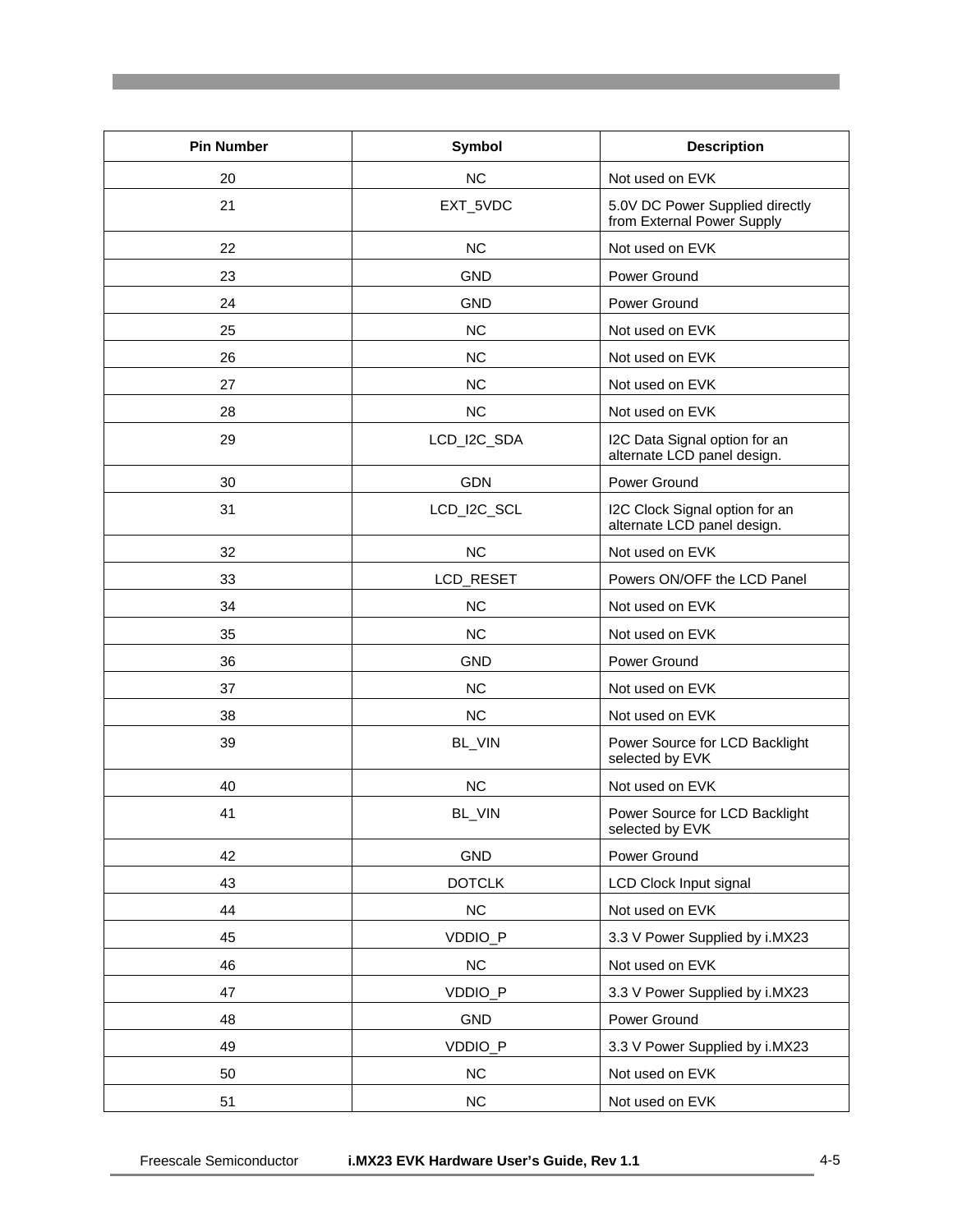| Pin Number | Symbol | Description |
|---|---|---|
| 20 | NC | Not used on EVK |
| 21 | EXT_5VDC | 5.0V DC Power Supplied directly from External Power Supply |
| 22 | NC | Not used on EVK |
| 23 | GND | Power Ground |
| 24 | GND | Power Ground |
| 25 | NC | Not used on EVK |
| 26 | NC | Not used on EVK |
| 27 | NC | Not used on EVK |
| 28 | NC | Not used on EVK |
| 29 | LCD_I2C_SDA | I2C Data Signal option for an alternate LCD panel design. |
| 30 | GDN | Power Ground |
| 31 | LCD_I2C_SCL | I2C Clock Signal option for an alternate LCD panel design. |
| 32 | NC | Not used on EVK |
| 33 | LCD_RESET | Powers ON/OFF the LCD Panel |
| 34 | NC | Not used on EVK |
| 35 | NC | Not used on EVK |
| 36 | GND | Power Ground |
| 37 | NC | Not used on EVK |
| 38 | NC | Not used on EVK |
| 39 | BL_VIN | Power Source for LCD Backlight selected by EVK |
| 40 | NC | Not used on EVK |
| 41 | BL_VIN | Power Source for LCD Backlight selected by EVK |
| 42 | GND | Power Ground |
| 43 | DOTCLK | LCD Clock Input signal |
| 44 | NC | Not used on EVK |
| 45 | VDDIO_P | 3.3 V Power Supplied by i.MX23 |
| 46 | NC | Not used on EVK |
| 47 | VDDIO_P | 3.3 V Power Supplied by i.MX23 |
| 48 | GND | Power Ground |
| 49 | VDDIO_P | 3.3 V Power Supplied by i.MX23 |
| 50 | NC | Not used on EVK |
| 51 | NC | Not used on EVK |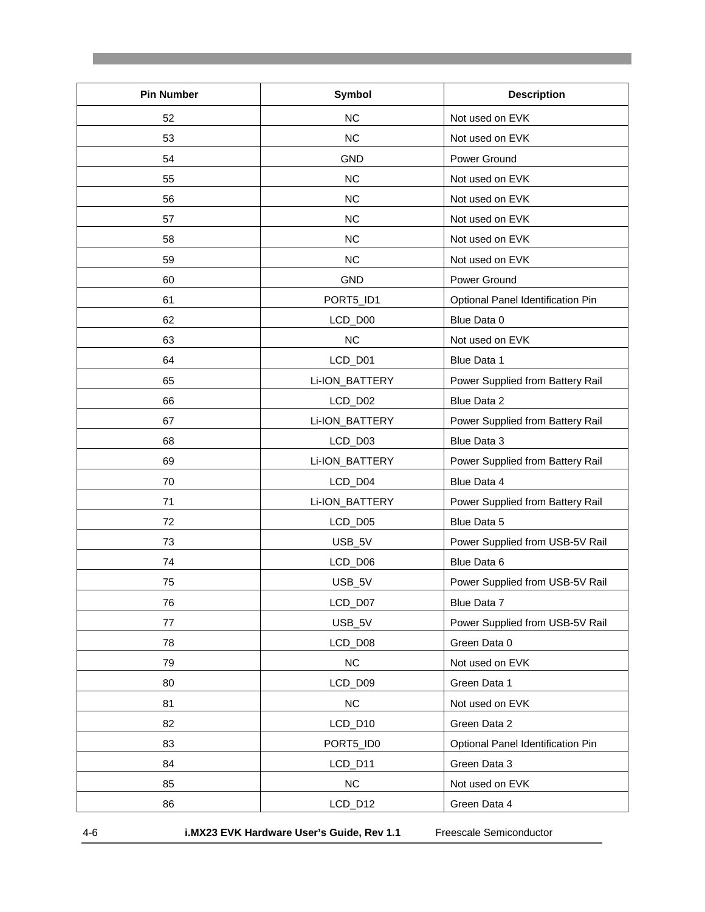| Pin Number | Symbol | Description |
| --- | --- | --- |
| 52 | NC | Not used on EVK |
| 53 | NC | Not used on EVK |
| 54 | GND | Power Ground |
| 55 | NC | Not used on EVK |
| 56 | NC | Not used on EVK |
| 57 | NC | Not used on EVK |
| 58 | NC | Not used on EVK |
| 59 | NC | Not used on EVK |
| 60 | GND | Power Ground |
| 61 | PORT5_ID1 | Optional Panel Identification Pin |
| 62 | LCD_D00 | Blue Data 0 |
| 63 | NC | Not used on EVK |
| 64 | LCD_D01 | Blue Data 1 |
| 65 | Li-ION_BATTERY | Power Supplied from Battery Rail |
| 66 | LCD_D02 | Blue Data 2 |
| 67 | Li-ION_BATTERY | Power Supplied from Battery Rail |
| 68 | LCD_D03 | Blue Data 3 |
| 69 | Li-ION_BATTERY | Power Supplied from Battery Rail |
| 70 | LCD_D04 | Blue Data 4 |
| 71 | Li-ION_BATTERY | Power Supplied from Battery Rail |
| 72 | LCD_D05 | Blue Data 5 |
| 73 | USB_5V | Power Supplied from USB-5V Rail |
| 74 | LCD_D06 | Blue Data 6 |
| 75 | USB_5V | Power Supplied from USB-5V Rail |
| 76 | LCD_D07 | Blue Data 7 |
| 77 | USB_5V | Power Supplied from USB-5V Rail |
| 78 | LCD_D08 | Green Data 0 |
| 79 | NC | Not used on EVK |
| 80 | LCD_D09 | Green Data 1 |
| 81 | NC | Not used on EVK |
| 82 | LCD_D10 | Green Data 2 |
| 83 | PORT5_ID0 | Optional Panel Identification Pin |
| 84 | LCD_D11 | Green Data 3 |
| 85 | NC | Not used on EVK |
| 86 | LCD_D12 | Green Data 4 |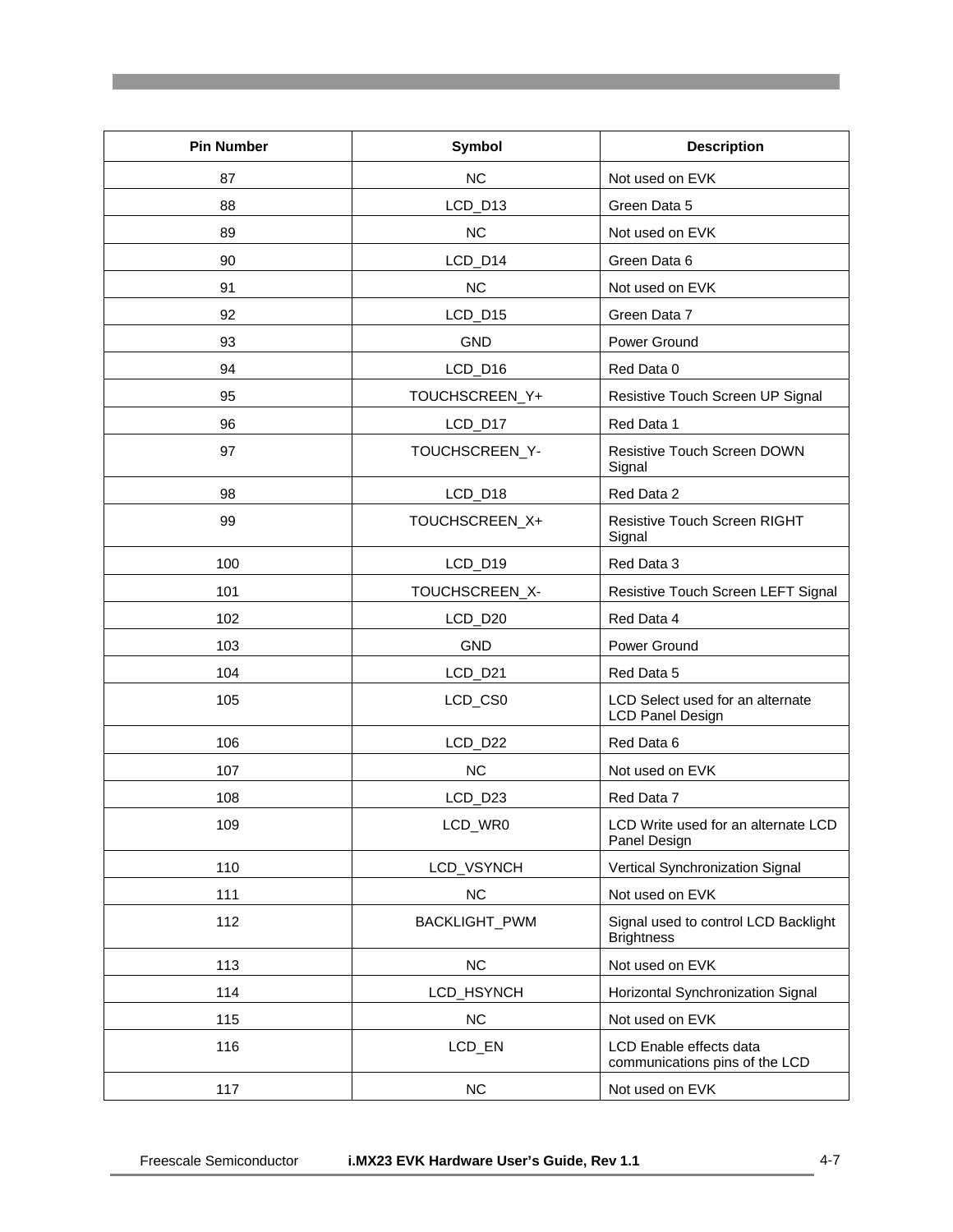| Pin Number | Symbol | Description |
|---|---|---|
| 87 | NC | Not used on EVK |
| 88 | LCD_D13 | Green Data 5 |
| 89 | NC | Not used on EVK |
| 90 | LCD_D14 | Green Data 6 |
| 91 | NC | Not used on EVK |
| 92 | LCD_D15 | Green Data 7 |
| 93 | GND | Power Ground |
| 94 | LCD_D16 | Red Data 0 |
| 95 | TOUCHSCREEN_Y+ | Resistive Touch Screen UP Signal |
| 96 | LCD_D17 | Red Data 1 |
| 97 | TOUCHSCREEN_Y- | Resistive Touch Screen DOWN Signal |
| 98 | LCD_D18 | Red Data 2 |
| 99 | TOUCHSCREEN_X+ | Resistive Touch Screen RIGHT Signal |
| 100 | LCD_D19 | Red Data 3 |
| 101 | TOUCHSCREEN_X- | Resistive Touch Screen LEFT Signal |
| 102 | LCD_D20 | Red Data 4 |
| 103 | GND | Power Ground |
| 104 | LCD_D21 | Red Data 5 |
| 105 | LCD_CS0 | LCD Select used for an alternate LCD Panel Design |
| 106 | LCD_D22 | Red Data 6 |
| 107 | NC | Not used on EVK |
| 108 | LCD_D23 | Red Data 7 |
| 109 | LCD_WR0 | LCD Write used for an alternate LCD Panel Design |
| 110 | LCD_VSYNCH | Vertical Synchronization Signal |
| 111 | NC | Not used on EVK |
| 112 | BACKLIGHT_PWM | Signal used to control LCD Backlight Brightness |
| 113 | NC | Not used on EVK |
| 114 | LCD_HSYNCH | Horizontal Synchronization Signal |
| 115 | NC | Not used on EVK |
| 116 | LCD_EN | LCD Enable effects data communications pins of the LCD |
| 117 | NC | Not used on EVK |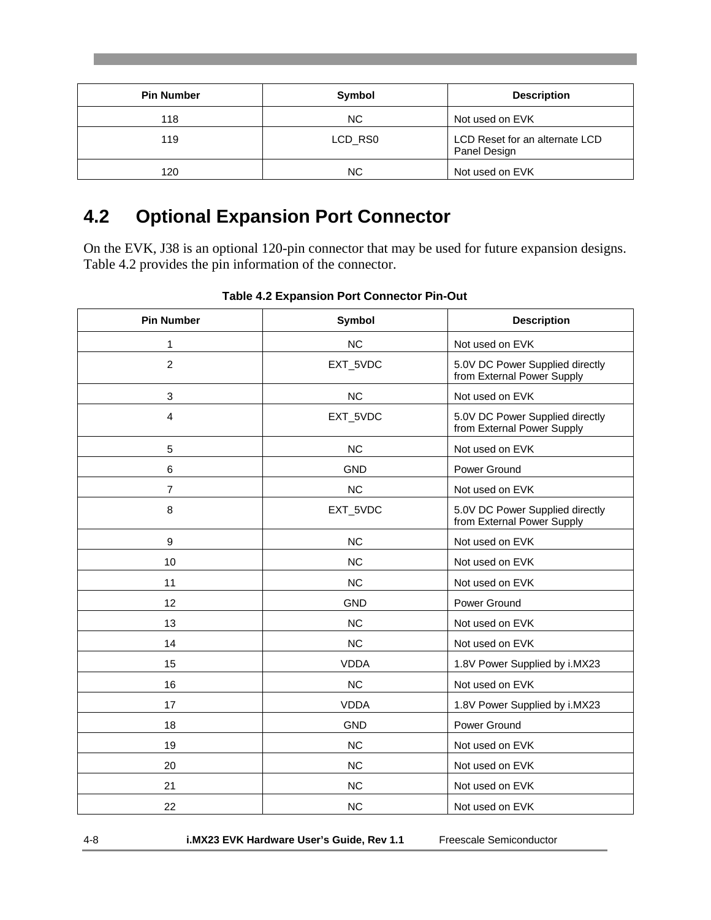| Pin Number | Symbol | Description |
|---|---|---|
| 118 | NC | Not used on EVK |
| 119 | LCD_RS0 | LCD Reset for an alternate LCD Panel Design |
| 120 | NC | Not used on EVK |

## 4.2 Optional Expansion Port Connector

On the EVK, J38 is an optional 120-pin connector that may be used for future expansion designs. Table 4.2 provides the pin information of the connector.

**Table 4.2 Expansion Port Connector Pin-Out**

| Pin Number | Symbol | Description |
|---|---|---|
| 1 | NC | Not used on EVK |
| 2 | EXT_5VDC | 5.0V DC Power Supplied directly from External Power Supply |
| 3 | NC | Not used on EVK |
| 4 | EXT_5VDC | 5.0V DC Power Supplied directly from External Power Supply |
| 5 | NC | Not used on EVK |
| 6 | GND | Power Ground |
| 7 | NC | Not used on EVK |
| 8 | EXT_5VDC | 5.0V DC Power Supplied directly from External Power Supply |
| 9 | NC | Not used on EVK |
| 10 | NC | Not used on EVK |
| 11 | NC | Not used on EVK |
| 12 | GND | Power Ground |
| 13 | NC | Not used on EVK |
| 14 | NC | Not used on EVK |
| 15 | VDDA | 1.8V Power Supplied by i.MX23 |
| 16 | NC | Not used on EVK |
| 17 | VDDA | 1.8V Power Supplied by i.MX23 |
| 18 | GND | Power Ground |
| 19 | NC | Not used on EVK |
| 20 | NC | Not used on EVK |
| 21 | NC | Not used on EVK |
| 22 | NC | Not used on EVK |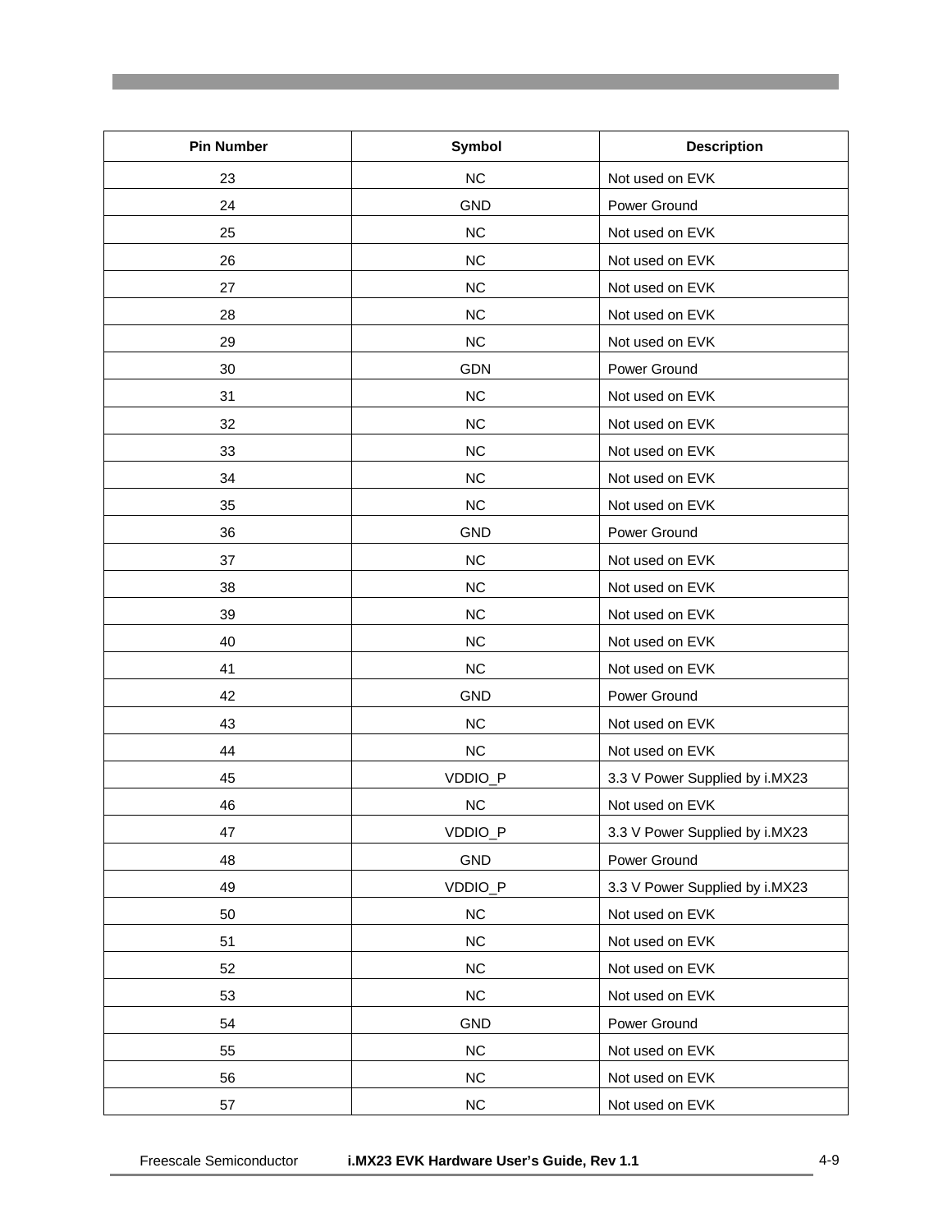| Pin Number | Symbol | Description |
| --- | --- | --- |
| 23 | NC | Not used on EVK |
| 24 | GND | Power Ground |
| 25 | NC | Not used on EVK |
| 26 | NC | Not used on EVK |
| 27 | NC | Not used on EVK |
| 28 | NC | Not used on EVK |
| 29 | NC | Not used on EVK |
| 30 | GDN | Power Ground |
| 31 | NC | Not used on EVK |
| 32 | NC | Not used on EVK |
| 33 | NC | Not used on EVK |
| 34 | NC | Not used on EVK |
| 35 | NC | Not used on EVK |
| 36 | GND | Power Ground |
| 37 | NC | Not used on EVK |
| 38 | NC | Not used on EVK |
| 39 | NC | Not used on EVK |
| 40 | NC | Not used on EVK |
| 41 | NC | Not used on EVK |
| 42 | GND | Power Ground |
| 43 | NC | Not used on EVK |
| 44 | NC | Not used on EVK |
| 45 | VDDIO_P | 3.3 V Power Supplied by i.MX23 |
| 46 | NC | Not used on EVK |
| 47 | VDDIO_P | 3.3 V Power Supplied by i.MX23 |
| 48 | GND | Power Ground |
| 49 | VDDIO_P | 3.3 V Power Supplied by i.MX23 |
| 50 | NC | Not used on EVK |
| 51 | NC | Not used on EVK |
| 52 | NC | Not used on EVK |
| 53 | NC | Not used on EVK |
| 54 | GND | Power Ground |
| 55 | NC | Not used on EVK |
| 56 | NC | Not used on EVK |
| 57 | NC | Not used on EVK |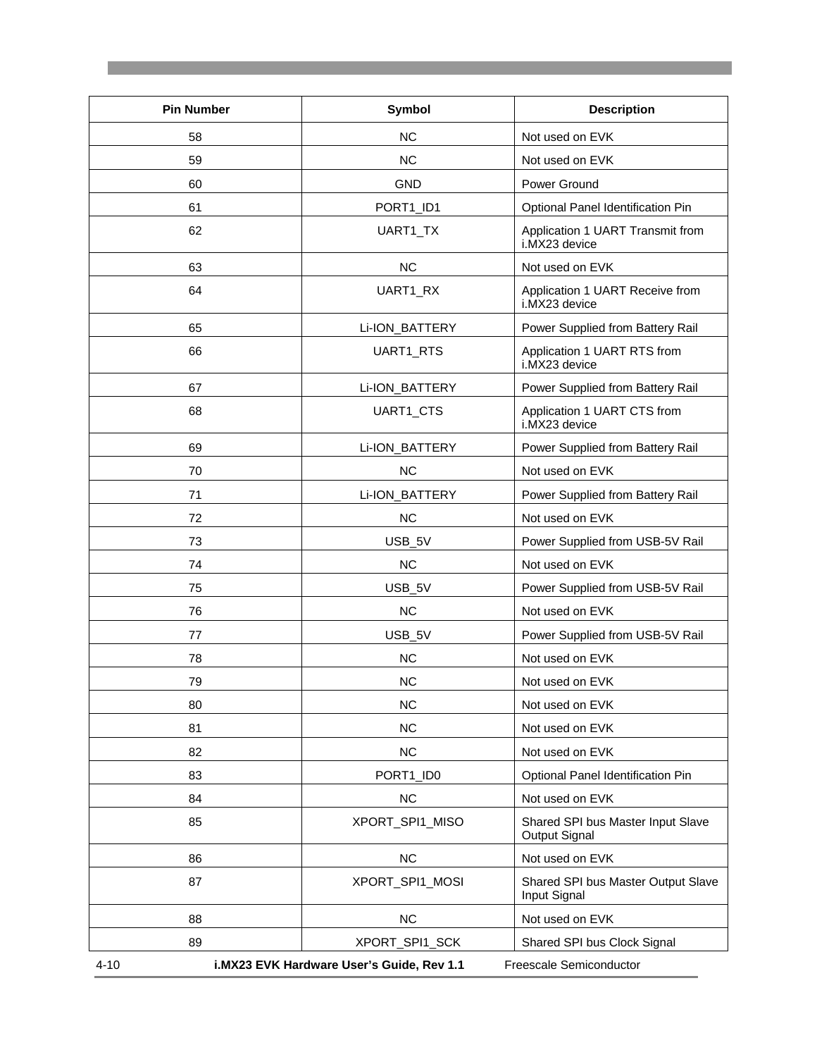| Pin Number | Symbol | Description |
| --- | --- | --- |
| 58 | NC | Not used on EVK |
| 59 | NC | Not used on EVK |
| 60 | GND | Power Ground |
| 61 | PORT1_ID1 | Optional Panel Identification Pin |
| 62 | UART1_TX | Application 1 UART Transmit from i.MX23 device |
| 63 | NC | Not used on EVK |
| 64 | UART1_RX | Application 1 UART Receive from i.MX23 device |
| 65 | Li-ION_BATTERY | Power Supplied from Battery Rail |
| 66 | UART1_RTS | Application 1 UART RTS from i.MX23 device |
| 67 | Li-ION_BATTERY | Power Supplied from Battery Rail |
| 68 | UART1_CTS | Application 1 UART CTS from i.MX23 device |
| 69 | Li-ION_BATTERY | Power Supplied from Battery Rail |
| 70 | NC | Not used on EVK |
| 71 | Li-ION_BATTERY | Power Supplied from Battery Rail |
| 72 | NC | Not used on EVK |
| 73 | USB_5V | Power Supplied from USB-5V Rail |
| 74 | NC | Not used on EVK |
| 75 | USB_5V | Power Supplied from USB-5V Rail |
| 76 | NC | Not used on EVK |
| 77 | USB_5V | Power Supplied from USB-5V Rail |
| 78 | NC | Not used on EVK |
| 79 | NC | Not used on EVK |
| 80 | NC | Not used on EVK |
| 81 | NC | Not used on EVK |
| 82 | NC | Not used on EVK |
| 83 | PORT1_ID0 | Optional Panel Identification Pin |
| 84 | NC | Not used on EVK |
| 85 | XPORT_SPI1_MISO | Shared SPI bus Master Input Slave Output Signal |
| 86 | NC | Not used on EVK |
| 87 | XPORT_SPI1_MOSI | Shared SPI bus Master Output Slave Input Signal |
| 88 | NC | Not used on EVK |
| 89 | XPORT_SPI1_SCK | Shared SPI bus Clock Signal |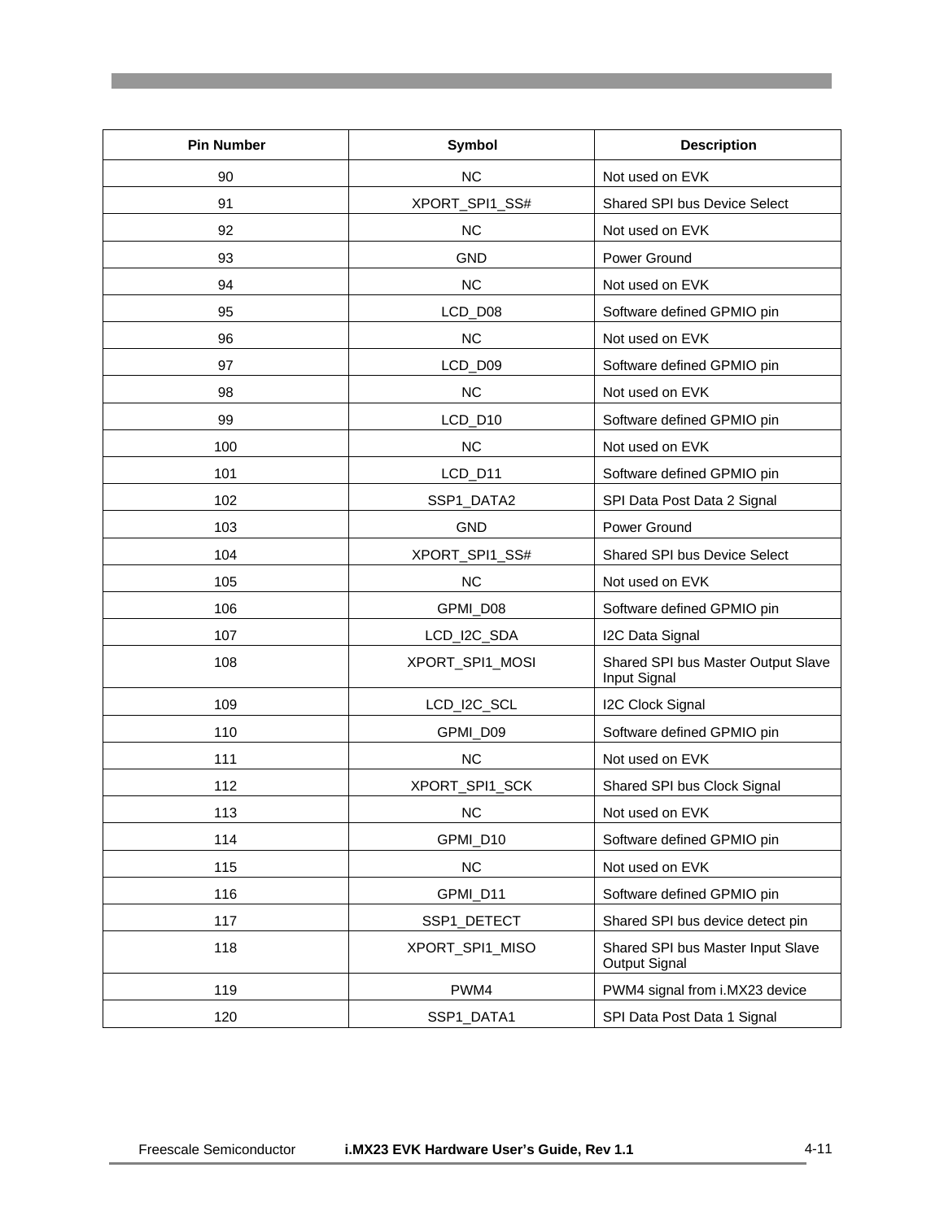| Pin Number | Symbol | Description |
| --- | --- | --- |
| 90 | NC | Not used on EVK |
| 91 | XPORT_SPI1_SS# | Shared SPI bus Device Select |
| 92 | NC | Not used on EVK |
| 93 | GND | Power Ground |
| 94 | NC | Not used on EVK |
| 95 | LCD_D08 | Software defined GPMIO pin |
| 96 | NC | Not used on EVK |
| 97 | LCD_D09 | Software defined GPMIO pin |
| 98 | NC | Not used on EVK |
| 99 | LCD_D10 | Software defined GPMIO pin |
| 100 | NC | Not used on EVK |
| 101 | LCD_D11 | Software defined GPMIO pin |
| 102 | SSP1_DATA2 | SPI Data Post Data 2 Signal |
| 103 | GND | Power Ground |
| 104 | XPORT_SPI1_SS# | Shared SPI bus Device Select |
| 105 | NC | Not used on EVK |
| 106 | GPMI_D08 | Software defined GPMIO pin |
| 107 | LCD_I2C_SDA | I2C Data Signal |
| 108 | XPORT_SPI1_MOSI | Shared SPI bus Master Output Slave Input Signal |
| 109 | LCD_I2C_SCL | I2C Clock Signal |
| 110 | GPMI_D09 | Software defined GPMIO pin |
| 111 | NC | Not used on EVK |
| 112 | XPORT_SPI1_SCK | Shared SPI bus Clock Signal |
| 113 | NC | Not used on EVK |
| 114 | GPMI_D10 | Software defined GPMIO pin |
| 115 | NC | Not used on EVK |
| 116 | GPMI_D11 | Software defined GPMIO pin |
| 117 | SSP1_DETECT | Shared SPI bus device detect pin |
| 118 | XPORT_SPI1_MISO | Shared SPI bus Master Input Slave Output Signal |
| 119 | PWM4 | PWM4 signal from i.MX23 device |
| 120 | SSP1_DATA1 | SPI Data Post Data 1 Signal |